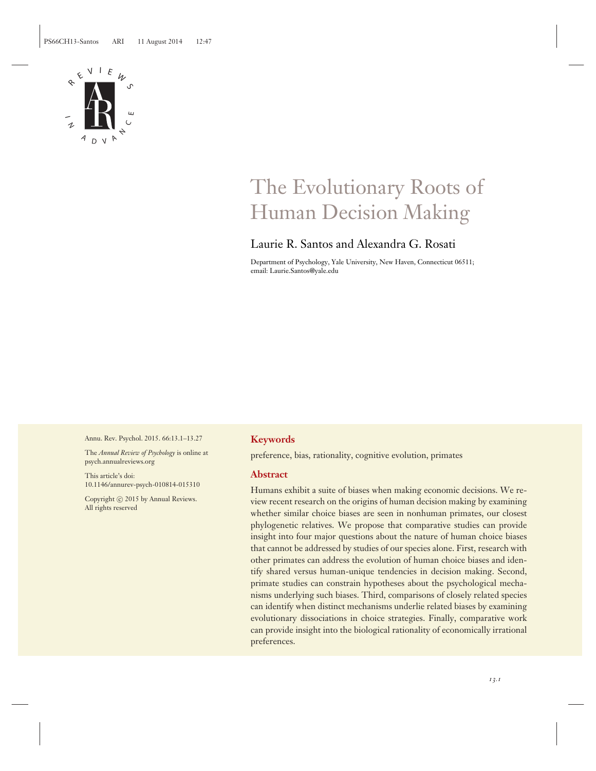# The Evolutionary Roots of Human Decision Making

Laurie R. Santos and Alexandra G. Rosati

Department of Psychology, Yale University, New Haven, Connecticut 06511; email: Laurie.Santos@yale.edu

Annu. Rev. Psychol. 2015. 66:13.1–13.27

The *Annual Review of Psychology* is online at psych.annualreviews.org

This article's doi: 10.1146/annurev-psych-010814-015310

Copyright © 2015 by Annual Reviews. All rights reserved

## Keywords

preference, bias, rationality, cognitive evolution, primates

## Abstract

Humans exhibit a suite of biases when making economic decisions. We review recent research on the origins of human decision making by examining whether similar choice biases are seen in nonhuman primates, our closest phylogenetic relatives. We propose that comparative studies can provide insight into four major questions about the nature of human choice biases that cannot be addressed by studies of our species alone. First, research with other primates can address the evolution of human choice biases and identify shared versus human-unique tendencies in decision making. Second, primate studies can constrain hypotheses about the psychological mechanisms underlying such biases. Third, comparisons of closely related species can identify when distinct mechanisms underlie related biases by examining evolutionary dissociations in choice strategies. Finally, comparative work can provide insight into the biological rationality of economically irrational preferences.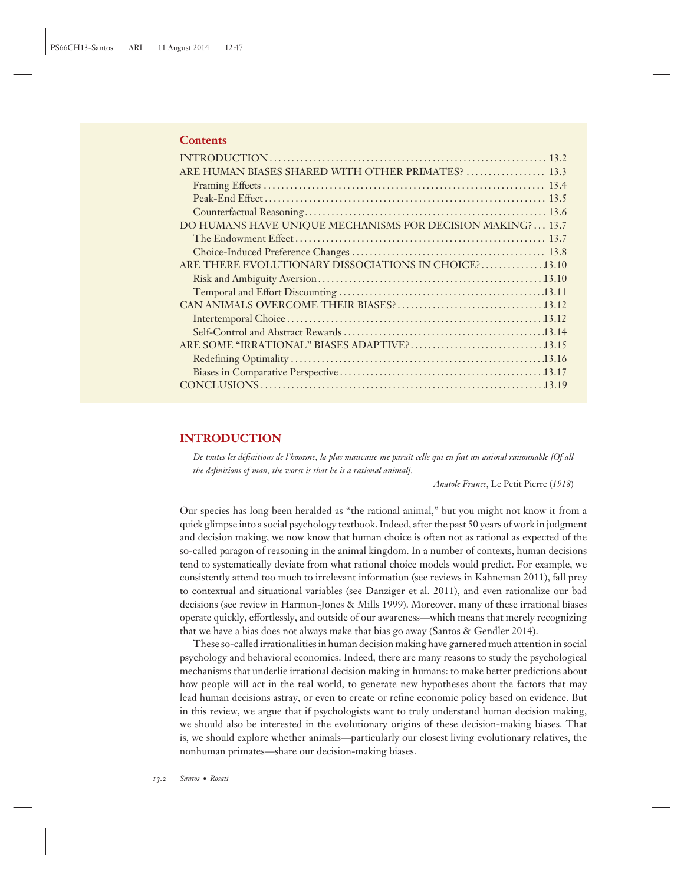**Contents**

- INTRODUCTION ........ 13.2
- ARE HUMAN BIASES SHARED WITH OTHER PRIMATES? ........ 13.3
  - Framing Effects ........ 13.4
  - Peak-End Effect ........ 13.5
  - Counterfactual Reasoning ........ 13.6
- DO HUMANS HAVE UNIQUE MECHANISMS FOR DECISION MAKING? ........ 13.7
  - The Endowment Effect ........ 13.7
  - Choice-Induced Preference Changes ........ 13.8
- ARE THERE EVOLUTIONARY DISSOCIATIONS IN CHOICE? ........ 13.10
  - Risk and Ambiguity Aversion ........ 13.10
  - Temporal and Effort Discounting ........ 13.11
- CAN ANIMALS OVERCOME THEIR BIASES? ........ 13.12
  - Intertemporal Choice ........ 13.12
  - Self-Control and Abstract Rewards ........ 13.14
- ARE SOME "IRRATIONAL" BIASES ADAPTIVE? ........ 13.15
  - Redefining Optimality ........ 13.16
  - Biases in Comparative Perspective ........ 13.17
- CONCLUSIONS ........ 13.19

## INTRODUCTION

*De toutes les définitions de l'homme, la plus mauvaise me paraît celle qui en fait un animal raisonnable [Of all the definitions of man, the worst is that he is a rational animal].*

*Anatole France*, Le Petit Pierre (*1918*)

Our species has long been heralded as "the rational animal," but you might not know it from a quick glimpse into a social psychology textbook. Indeed, after the past 50 years of work in judgment and decision making, we now know that human choice is often not as rational as expected of the so-called paragon of reasoning in the animal kingdom. In a number of contexts, human decisions tend to systematically deviate from what rational choice models would predict. For example, we consistently attend too much to irrelevant information (see reviews in Kahneman 2011), fall prey to contextual and situational variables (see Danziger et al. 2011), and even rationalize our bad decisions (see review in Harmon-Jones & Mills 1999). Moreover, many of these irrational biases operate quickly, effortlessly, and outside of our awareness—which means that merely recognizing that we have a bias does not always make that bias go away (Santos & Gendler 2014).

These so-called irrationalities in human decision making have garnered much attention in social psychology and behavioral economics. Indeed, there are many reasons to study the psychological mechanisms that underlie irrational decision making in humans: to make better predictions about how people will act in the real world, to generate new hypotheses about the factors that may lead human decisions astray, or even to create or refine economic policy based on evidence. But in this review, we argue that if psychologists want to truly understand human decision making, we should also be interested in the evolutionary origins of these decision-making biases. That is, we should explore whether animals—particularly our closest living evolutionary relatives, the nonhuman primates—share our decision-making biases.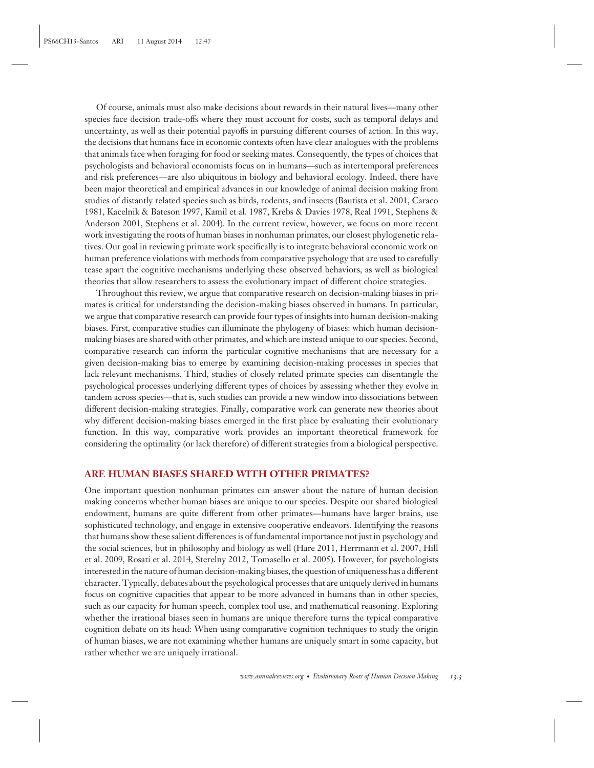Of course, animals must also make decisions about rewards in their natural lives—many other species face decision trade-offs where they must account for costs, such as temporal delays and uncertainty, as well as their potential payoffs in pursuing different courses of action. In this way, the decisions that humans face in economic contexts often have clear analogues with the problems that animals face when foraging for food or seeking mates. Consequently, the types of choices that psychologists and behavioral economists focus on in humans—such as intertemporal preferences and risk preferences—are also ubiquitous in biology and behavioral ecology. Indeed, there have been major theoretical and empirical advances in our knowledge of animal decision making from studies of distantly related species such as birds, rodents, and insects (Bautista et al. 2001, Caraco 1981, Kacelnik & Bateson 1997, Kamil et al. 1987, Krebs & Davies 1978, Real 1991, Stephens & Anderson 2001, Stephens et al. 2004). In the current review, however, we focus on more recent work investigating the roots of human biases in nonhuman primates, our closest phylogenetic relatives. Our goal in reviewing primate work specifically is to integrate behavioral economic work on human preference violations with methods from comparative psychology that are used to carefully tease apart the cognitive mechanisms underlying these observed behaviors, as well as biological theories that allow researchers to assess the evolutionary impact of different choice strategies.

Throughout this review, we argue that comparative research on decision-making biases in primates is critical for understanding the decision-making biases observed in humans. In particular, we argue that comparative research can provide four types of insights into human decision-making biases. First, comparative studies can illuminate the phylogeny of biases: which human decision-making biases are shared with other primates, and which are instead unique to our species. Second, comparative research can inform the particular cognitive mechanisms that are necessary for a given decision-making bias to emerge by examining decision-making processes in species that lack relevant mechanisms. Third, studies of closely related primate species can disentangle the psychological processes underlying different types of choices by assessing whether they evolve in tandem across species—that is, such studies can provide a new window into dissociations between different decision-making strategies. Finally, comparative work can generate new theories about why different decision-making biases emerged in the first place by evaluating their evolutionary function. In this way, comparative work provides an important theoretical framework for considering the optimality (or lack therefore) of different strategies from a biological perspective.

## ARE HUMAN BIASES SHARED WITH OTHER PRIMATES?

One important question nonhuman primates can answer about the nature of human decision making concerns whether human biases are unique to our species. Despite our shared biological endowment, humans are quite different from other primates—humans have larger brains, use sophisticated technology, and engage in extensive cooperative endeavors. Identifying the reasons that humans show these salient differences is of fundamental importance not just in psychology and the social sciences, but in philosophy and biology as well (Hare 2011, Herrmann et al. 2007, Hill et al. 2009, Rosati et al. 2014, Sterelny 2012, Tomasello et al. 2005). However, for psychologists interested in the nature of human decision-making biases, the question of uniqueness has a different character. Typically, debates about the psychological processes that are uniquely derived in humans focus on cognitive capacities that appear to be more advanced in humans than in other species, such as our capacity for human speech, complex tool use, and mathematical reasoning. Exploring whether the irrational biases seen in humans are unique therefore turns the typical comparative cognition debate on its head: When using comparative cognition techniques to study the origin of human biases, we are not examining whether humans are uniquely smart in some capacity, but rather whether we are uniquely irrational.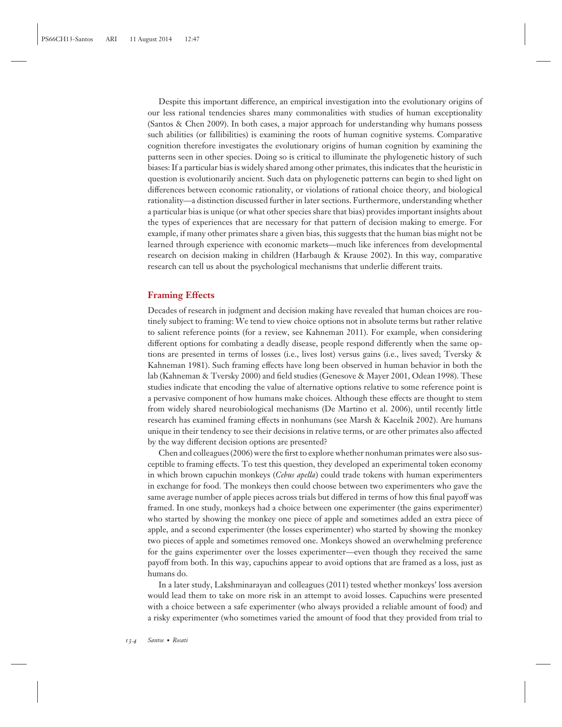Despite this important difference, an empirical investigation into the evolutionary origins of our less rational tendencies shares many commonalities with studies of human exceptionality (Santos & Chen 2009). In both cases, a major approach for understanding why humans possess such abilities (or fallibilities) is examining the roots of human cognitive systems. Comparative cognition therefore investigates the evolutionary origins of human cognition by examining the patterns seen in other species. Doing so is critical to illuminate the phylogenetic history of such biases: If a particular bias is widely shared among other primates, this indicates that the heuristic in question is evolutionarily ancient. Such data on phylogenetic patterns can begin to shed light on differences between economic rationality, or violations of rational choice theory, and biological rationality—a distinction discussed further in later sections. Furthermore, understanding whether a particular bias is unique (or what other species share that bias) provides important insights about the types of experiences that are necessary for that pattern of decision making to emerge. For example, if many other primates share a given bias, this suggests that the human bias might not be learned through experience with economic markets—much like inferences from developmental research on decision making in children (Harbaugh & Krause 2002). In this way, comparative research can tell us about the psychological mechanisms that underlie different traits.

## Framing Effects

Decades of research in judgment and decision making have revealed that human choices are routinely subject to framing: We tend to view choice options not in absolute terms but rather relative to salient reference points (for a review, see Kahneman 2011). For example, when considering different options for combating a deadly disease, people respond differently when the same options are presented in terms of losses (i.e., lives lost) versus gains (i.e., lives saved; Tversky & Kahneman 1981). Such framing effects have long been observed in human behavior in both the lab (Kahneman & Tversky 2000) and field studies (Genesove & Mayer 2001, Odean 1998). These studies indicate that encoding the value of alternative options relative to some reference point is a pervasive component of how humans make choices. Although these effects are thought to stem from widely shared neurobiological mechanisms (De Martino et al. 2006), until recently little research has examined framing effects in nonhumans (see Marsh & Kacelnik 2002). Are humans unique in their tendency to see their decisions in relative terms, or are other primates also affected by the way different decision options are presented?

Chen and colleagues (2006) were the first to explore whether nonhuman primates were also susceptible to framing effects. To test this question, they developed an experimental token economy in which brown capuchin monkeys (*Cebus apella*) could trade tokens with human experimenters in exchange for food. The monkeys then could choose between two experimenters who gave the same average number of apple pieces across trials but differed in terms of how this final payoff was framed. In one study, monkeys had a choice between one experimenter (the gains experimenter) who started by showing the monkey one piece of apple and sometimes added an extra piece of apple, and a second experimenter (the losses experimenter) who started by showing the monkey two pieces of apple and sometimes removed one. Monkeys showed an overwhelming preference for the gains experimenter over the losses experimenter—even though they received the same payoff from both. In this way, capuchins appear to avoid options that are framed as a loss, just as humans do.

In a later study, Lakshminarayan and colleagues (2011) tested whether monkeys' loss aversion would lead them to take on more risk in an attempt to avoid losses. Capuchins were presented with a choice between a safe experimenter (who always provided a reliable amount of food) and a risky experimenter (who sometimes varied the amount of food that they provided from trial to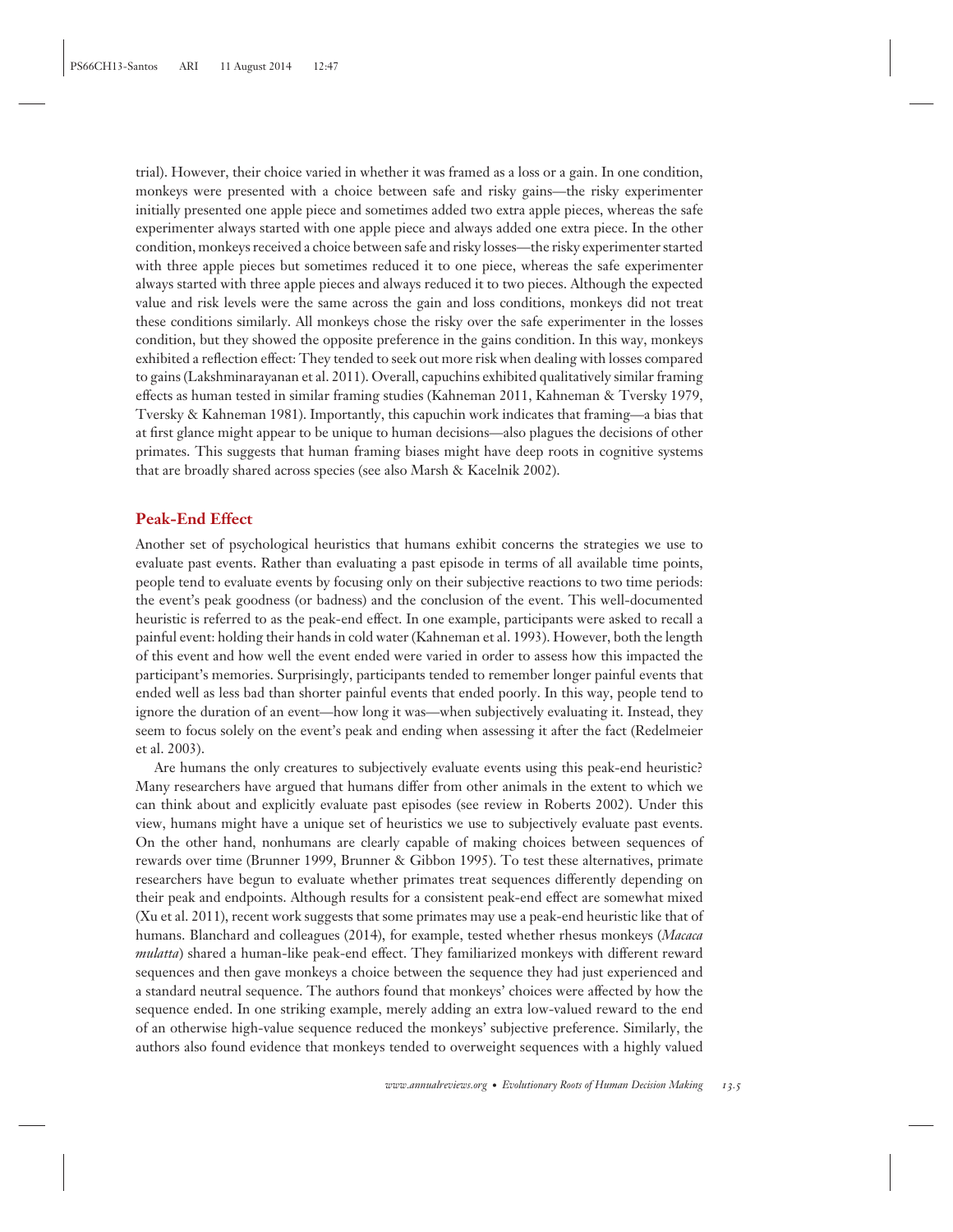trial). However, their choice varied in whether it was framed as a loss or a gain. In one condition, monkeys were presented with a choice between safe and risky gains—the risky experimenter initially presented one apple piece and sometimes added two extra apple pieces, whereas the safe experimenter always started with one apple piece and always added one extra piece. In the other condition, monkeys received a choice between safe and risky losses—the risky experimenter started with three apple pieces but sometimes reduced it to one piece, whereas the safe experimenter always started with three apple pieces and always reduced it to two pieces. Although the expected value and risk levels were the same across the gain and loss conditions, monkeys did not treat these conditions similarly. All monkeys chose the risky over the safe experimenter in the losses condition, but they showed the opposite preference in the gains condition. In this way, monkeys exhibited a reflection effect: They tended to seek out more risk when dealing with losses compared to gains (Lakshminarayanan et al. 2011). Overall, capuchins exhibited qualitatively similar framing effects as human tested in similar framing studies (Kahneman 2011, Kahneman & Tversky 1979, Tversky & Kahneman 1981). Importantly, this capuchin work indicates that framing—a bias that at first glance might appear to be unique to human decisions—also plagues the decisions of other primates. This suggests that human framing biases might have deep roots in cognitive systems that are broadly shared across species (see also Marsh & Kacelnik 2002).

## Peak-End Effect

Another set of psychological heuristics that humans exhibit concerns the strategies we use to evaluate past events. Rather than evaluating a past episode in terms of all available time points, people tend to evaluate events by focusing only on their subjective reactions to two time periods: the event's peak goodness (or badness) and the conclusion of the event. This well-documented heuristic is referred to as the peak-end effect. In one example, participants were asked to recall a painful event: holding their hands in cold water (Kahneman et al. 1993). However, both the length of this event and how well the event ended were varied in order to assess how this impacted the participant's memories. Surprisingly, participants tended to remember longer painful events that ended well as less bad than shorter painful events that ended poorly. In this way, people tend to ignore the duration of an event—how long it was—when subjectively evaluating it. Instead, they seem to focus solely on the event's peak and ending when assessing it after the fact (Redelmeier et al. 2003).

Are humans the only creatures to subjectively evaluate events using this peak-end heuristic? Many researchers have argued that humans differ from other animals in the extent to which we can think about and explicitly evaluate past episodes (see review in Roberts 2002). Under this view, humans might have a unique set of heuristics we use to subjectively evaluate past events. On the other hand, nonhumans are clearly capable of making choices between sequences of rewards over time (Brunner 1999, Brunner & Gibbon 1995). To test these alternatives, primate researchers have begun to evaluate whether primates treat sequences differently depending on their peak and endpoints. Although results for a consistent peak-end effect are somewhat mixed (Xu et al. 2011), recent work suggests that some primates may use a peak-end heuristic like that of humans. Blanchard and colleagues (2014), for example, tested whether rhesus monkeys (*Macaca mulatta*) shared a human-like peak-end effect. They familiarized monkeys with different reward sequences and then gave monkeys a choice between the sequence they had just experienced and a standard neutral sequence. The authors found that monkeys' choices were affected by how the sequence ended. In one striking example, merely adding an extra low-valued reward to the end of an otherwise high-value sequence reduced the monkeys' subjective preference. Similarly, the authors also found evidence that monkeys tended to overweight sequences with a highly valued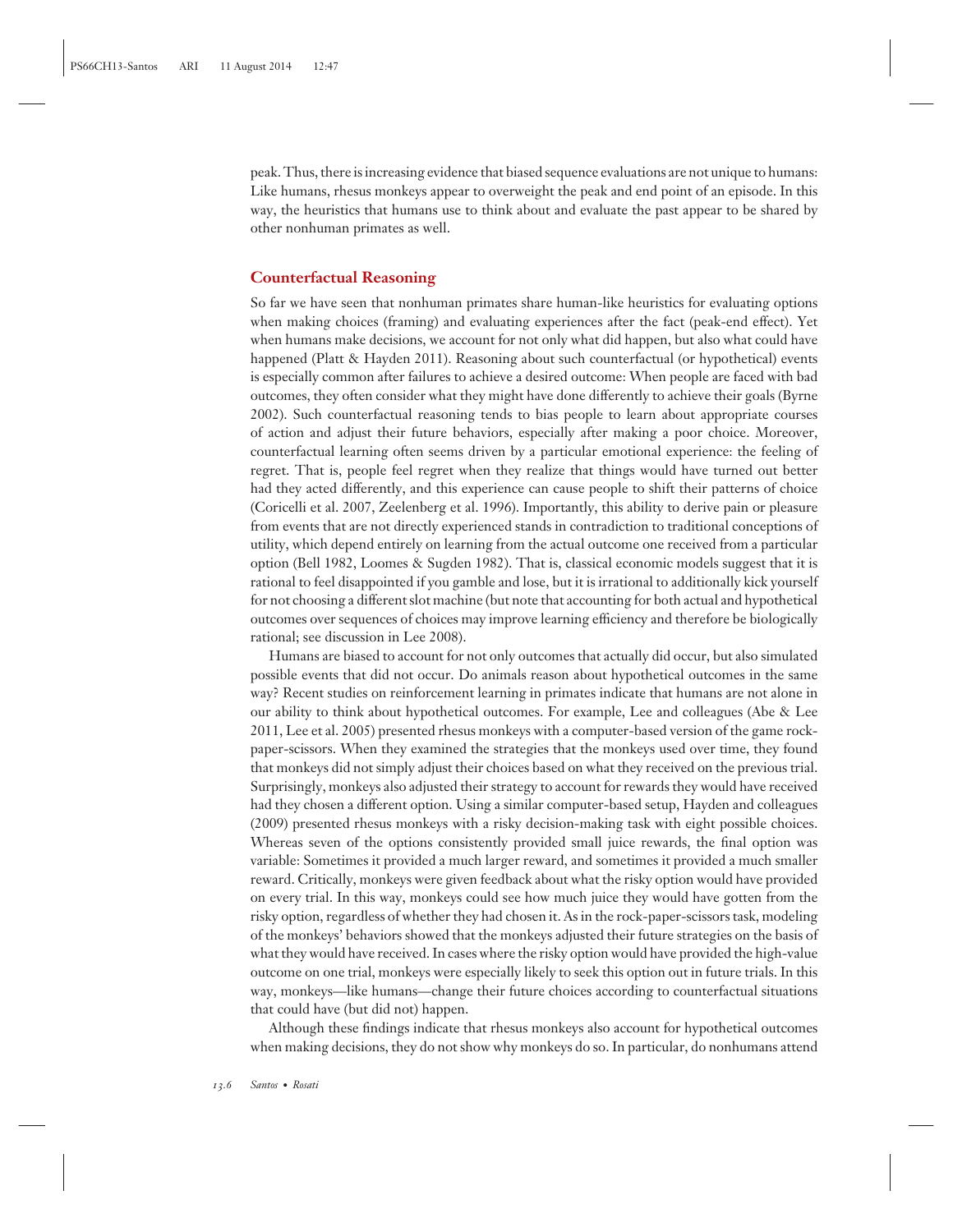peak. Thus, there is increasing evidence that biased sequence evaluations are not unique to humans: Like humans, rhesus monkeys appear to overweight the peak and end point of an episode. In this way, the heuristics that humans use to think about and evaluate the past appear to be shared by other nonhuman primates as well.

## Counterfactual Reasoning

So far we have seen that nonhuman primates share human-like heuristics for evaluating options when making choices (framing) and evaluating experiences after the fact (peak-end effect). Yet when humans make decisions, we account for not only what did happen, but also what could have happened (Platt & Hayden 2011). Reasoning about such counterfactual (or hypothetical) events is especially common after failures to achieve a desired outcome: When people are faced with bad outcomes, they often consider what they might have done differently to achieve their goals (Byrne 2002). Such counterfactual reasoning tends to bias people to learn about appropriate courses of action and adjust their future behaviors, especially after making a poor choice. Moreover, counterfactual learning often seems driven by a particular emotional experience: the feeling of regret. That is, people feel regret when they realize that things would have turned out better had they acted differently, and this experience can cause people to shift their patterns of choice (Coricelli et al. 2007, Zeelenberg et al. 1996). Importantly, this ability to derive pain or pleasure from events that are not directly experienced stands in contradiction to traditional conceptions of utility, which depend entirely on learning from the actual outcome one received from a particular option (Bell 1982, Loomes & Sugden 1982). That is, classical economic models suggest that it is rational to feel disappointed if you gamble and lose, but it is irrational to additionally kick yourself for not choosing a different slot machine (but note that accounting for both actual and hypothetical outcomes over sequences of choices may improve learning efficiency and therefore be biologically rational; see discussion in Lee 2008).

Humans are biased to account for not only outcomes that actually did occur, but also simulated possible events that did not occur. Do animals reason about hypothetical outcomes in the same way? Recent studies on reinforcement learning in primates indicate that humans are not alone in our ability to think about hypothetical outcomes. For example, Lee and colleagues (Abe & Lee 2011, Lee et al. 2005) presented rhesus monkeys with a computer-based version of the game rock-paper-scissors. When they examined the strategies that the monkeys used over time, they found that monkeys did not simply adjust their choices based on what they received on the previous trial. Surprisingly, monkeys also adjusted their strategy to account for rewards they would have received had they chosen a different option. Using a similar computer-based setup, Hayden and colleagues (2009) presented rhesus monkeys with a risky decision-making task with eight possible choices. Whereas seven of the options consistently provided small juice rewards, the final option was variable: Sometimes it provided a much larger reward, and sometimes it provided a much smaller reward. Critically, monkeys were given feedback about what the risky option would have provided on every trial. In this way, monkeys could see how much juice they would have gotten from the risky option, regardless of whether they had chosen it. As in the rock-paper-scissors task, modeling of the monkeys' behaviors showed that the monkeys adjusted their future strategies on the basis of what they would have received. In cases where the risky option would have provided the high-value outcome on one trial, monkeys were especially likely to seek this option out in future trials. In this way, monkeys—like humans—change their future choices according to counterfactual situations that could have (but did not) happen.

Although these findings indicate that rhesus monkeys also account for hypothetical outcomes when making decisions, they do not show why monkeys do so. In particular, do nonhumans attend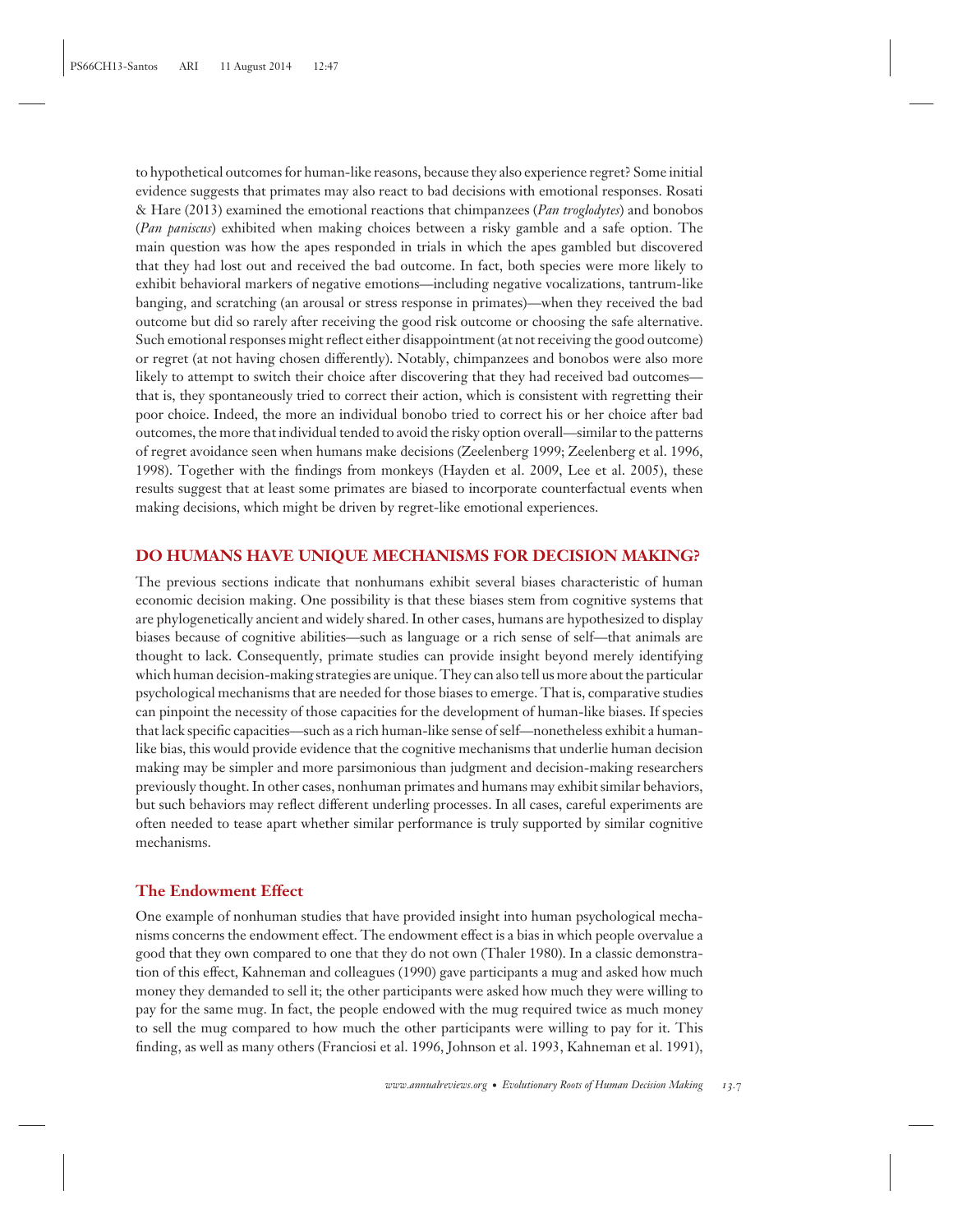to hypothetical outcomes for human-like reasons, because they also experience regret? Some initial evidence suggests that primates may also react to bad decisions with emotional responses. Rosati & Hare (2013) examined the emotional reactions that chimpanzees (*Pan troglodytes*) and bonobos (*Pan paniscus*) exhibited when making choices between a risky gamble and a safe option. The main question was how the apes responded in trials in which the apes gambled but discovered that they had lost out and received the bad outcome. In fact, both species were more likely to exhibit behavioral markers of negative emotions—including negative vocalizations, tantrum-like banging, and scratching (an arousal or stress response in primates)—when they received the bad outcome but did so rarely after receiving the good risk outcome or choosing the safe alternative. Such emotional responses might reflect either disappointment (at not receiving the good outcome) or regret (at not having chosen differently). Notably, chimpanzees and bonobos were also more likely to attempt to switch their choice after discovering that they had received bad outcomes—that is, they spontaneously tried to correct their action, which is consistent with regretting their poor choice. Indeed, the more an individual bonobo tried to correct his or her choice after bad outcomes, the more that individual tended to avoid the risky option overall—similar to the patterns of regret avoidance seen when humans make decisions (Zeelenberg 1999; Zeelenberg et al. 1996, 1998). Together with the findings from monkeys (Hayden et al. 2009, Lee et al. 2005), these results suggest that at least some primates are biased to incorporate counterfactual events when making decisions, which might be driven by regret-like emotional experiences.

## DO HUMANS HAVE UNIQUE MECHANISMS FOR DECISION MAKING?

The previous sections indicate that nonhumans exhibit several biases characteristic of human economic decision making. One possibility is that these biases stem from cognitive systems that are phylogenetically ancient and widely shared. In other cases, humans are hypothesized to display biases because of cognitive abilities—such as language or a rich sense of self—that animals are thought to lack. Consequently, primate studies can provide insight beyond merely identifying which human decision-making strategies are unique. They can also tell us more about the particular psychological mechanisms that are needed for those biases to emerge. That is, comparative studies can pinpoint the necessity of those capacities for the development of human-like biases. If species that lack specific capacities—such as a rich human-like sense of self—nonetheless exhibit a human-like bias, this would provide evidence that the cognitive mechanisms that underlie human decision making may be simpler and more parsimonious than judgment and decision-making researchers previously thought. In other cases, nonhuman primates and humans may exhibit similar behaviors, but such behaviors may reflect different underling processes. In all cases, careful experiments are often needed to tease apart whether similar performance is truly supported by similar cognitive mechanisms.

### The Endowment Effect

One example of nonhuman studies that have provided insight into human psychological mechanisms concerns the endowment effect. The endowment effect is a bias in which people overvalue a good that they own compared to one that they do not own (Thaler 1980). In a classic demonstration of this effect, Kahneman and colleagues (1990) gave participants a mug and asked how much money they demanded to sell it; the other participants were asked how much they were willing to pay for the same mug. In fact, the people endowed with the mug required twice as much money to sell the mug compared to how much the other participants were willing to pay for it. This finding, as well as many others (Franciosi et al. 1996, Johnson et al. 1993, Kahneman et al. 1991),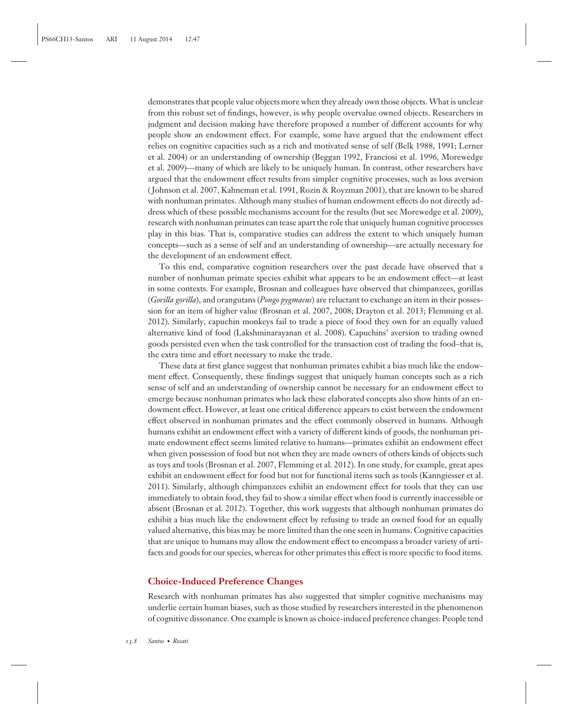demonstrates that people value objects more when they already own those objects. What is unclear from this robust set of findings, however, is why people overvalue owned objects. Researchers in judgment and decision making have therefore proposed a number of different accounts for why people show an endowment effect. For example, some have argued that the endowment effect relies on cognitive capacities such as a rich and motivated sense of self (Belk 1988, 1991; Lerner et al. 2004) or an understanding of ownership (Beggan 1992, Franciosi et al. 1996, Morewedge et al. 2009)—many of which are likely to be uniquely human. In contrast, other researchers have argued that the endowment effect results from simpler cognitive processes, such as loss aversion (Johnson et al. 2007, Kahneman et al. 1991, Rozin & Royzman 2001), that are known to be shared with nonhuman primates. Although many studies of human endowment effects do not directly address which of these possible mechanisms account for the results (but see Morewedge et al. 2009), research with nonhuman primates can tease apart the role that uniquely human cognitive processes play in this bias. That is, comparative studies can address the extent to which uniquely human concepts—such as a sense of self and an understanding of ownership—are actually necessary for the development of an endowment effect.

To this end, comparative cognition researchers over the past decade have observed that a number of nonhuman primate species exhibit what appears to be an endowment effect—at least in some contexts. For example, Brosnan and colleagues have observed that chimpanzees, gorillas (*Gorilla gorilla*), and orangutans (*Pongo pygmaeus*) are reluctant to exchange an item in their possession for an item of higher value (Brosnan et al. 2007, 2008; Drayton et al. 2013; Flemming et al. 2012). Similarly, capuchin monkeys fail to trade a piece of food they own for an equally valued alternative kind of food (Lakshminarayanan et al. 2008). Capuchins' aversion to trading owned goods persisted even when the task controlled for the transaction cost of trading the food–that is, the extra time and effort necessary to make the trade.

These data at first glance suggest that nonhuman primates exhibit a bias much like the endowment effect. Consequently, these findings suggest that uniquely human concepts such as a rich sense of self and an understanding of ownership cannot be necessary for an endowment effect to emerge because nonhuman primates who lack these elaborated concepts also show hints of an endowment effect. However, at least one critical difference appears to exist between the endowment effect observed in nonhuman primates and the effect commonly observed in humans. Although humans exhibit an endowment effect with a variety of different kinds of goods, the nonhuman primate endowment effect seems limited relative to humans—primates exhibit an endowment effect when given possession of food but not when they are made owners of others kinds of objects such as toys and tools (Brosnan et al. 2007, Flemming et al. 2012). In one study, for example, great apes exhibit an endowment effect for food but not for functional items such as tools (Kanngiesser et al. 2011). Similarly, although chimpanzees exhibit an endowment effect for tools that they can use immediately to obtain food, they fail to show a similar effect when food is currently inaccessible or absent (Brosnan et al. 2012). Together, this work suggests that although nonhuman primates do exhibit a bias much like the endowment effect by refusing to trade an owned food for an equally valued alternative, this bias may be more limited than the one seen in humans. Cognitive capacities that are unique to humans may allow the endowment effect to encompass a broader variety of artifacts and goods for our species, whereas for other primates this effect is more specific to food items.

## Choice-Induced Preference Changes

Research with nonhuman primates has also suggested that simpler cognitive mechanisms may underlie certain human biases, such as those studied by researchers interested in the phenomenon of cognitive dissonance. One example is known as choice-induced preference changes: People tend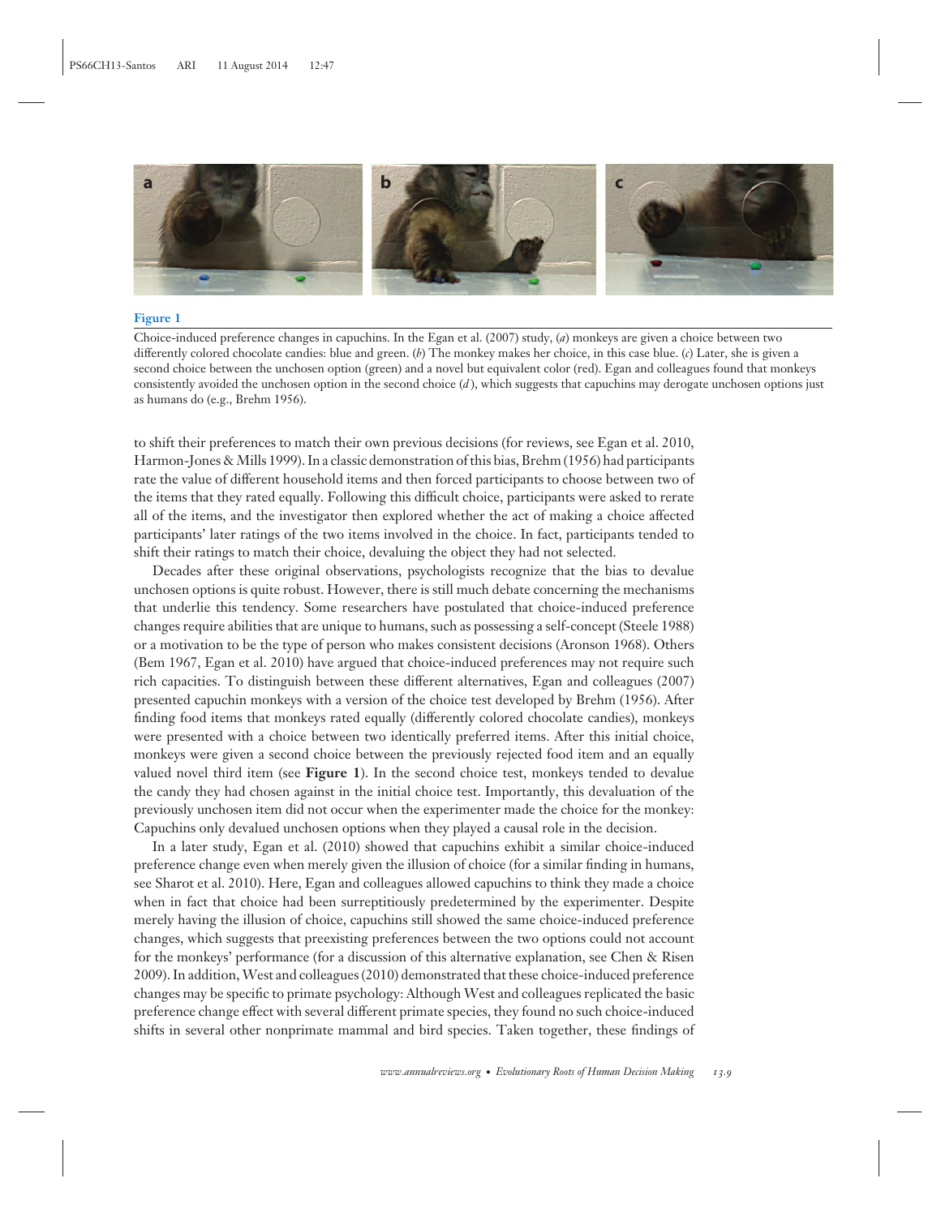**Figure 1**

Choice-induced preference changes in capuchins. In the Egan et al. (2007) study, (*a*) monkeys are given a choice between two differently colored chocolate candies: blue and green. (*b*) The monkey makes her choice, in this case blue. (*c*) Later, she is given a second choice between the unchosen option (green) and a novel but equivalent color (red). Egan and colleagues found that monkeys consistently avoided the unchosen option in the second choice (*d*), which suggests that capuchins may derogate unchosen options just as humans do (e.g., Brehm 1956).

to shift their preferences to match their own previous decisions (for reviews, see Egan et al. 2010, Harmon-Jones & Mills 1999). In a classic demonstration of this bias, Brehm (1956) had participants rate the value of different household items and then forced participants to choose between two of the items that they rated equally. Following this difficult choice, participants were asked to rerate all of the items, and the investigator then explored whether the act of making a choice affected participants' later ratings of the two items involved in the choice. In fact, participants tended to shift their ratings to match their choice, devaluing the object they had not selected.

Decades after these original observations, psychologists recognize that the bias to devalue unchosen options is quite robust. However, there is still much debate concerning the mechanisms that underlie this tendency. Some researchers have postulated that choice-induced preference changes require abilities that are unique to humans, such as possessing a self-concept (Steele 1988) or a motivation to be the type of person who makes consistent decisions (Aronson 1968). Others (Bem 1967, Egan et al. 2010) have argued that choice-induced preferences may not require such rich capacities. To distinguish between these different alternatives, Egan and colleagues (2007) presented capuchin monkeys with a version of the choice test developed by Brehm (1956). After finding food items that monkeys rated equally (differently colored chocolate candies), monkeys were presented with a choice between two identically preferred items. After this initial choice, monkeys were given a second choice between the previously rejected food item and an equally valued novel third item (see **Figure 1**). In the second choice test, monkeys tended to devalue the candy they had chosen against in the initial choice test. Importantly, this devaluation of the previously unchosen item did not occur when the experimenter made the choice for the monkey: Capuchins only devalued unchosen options when they played a causal role in the decision.

In a later study, Egan et al. (2010) showed that capuchins exhibit a similar choice-induced preference change even when merely given the illusion of choice (for a similar finding in humans, see Sharot et al. 2010). Here, Egan and colleagues allowed capuchins to think they made a choice when in fact that choice had been surreptitiously predetermined by the experimenter. Despite merely having the illusion of choice, capuchins still showed the same choice-induced preference changes, which suggests that preexisting preferences between the two options could not account for the monkeys' performance (for a discussion of this alternative explanation, see Chen & Risen 2009). In addition, West and colleagues (2010) demonstrated that these choice-induced preference changes may be specific to primate psychology: Although West and colleagues replicated the basic preference change effect with several different primate species, they found no such choice-induced shifts in several other nonprimate mammal and bird species. Taken together, these findings of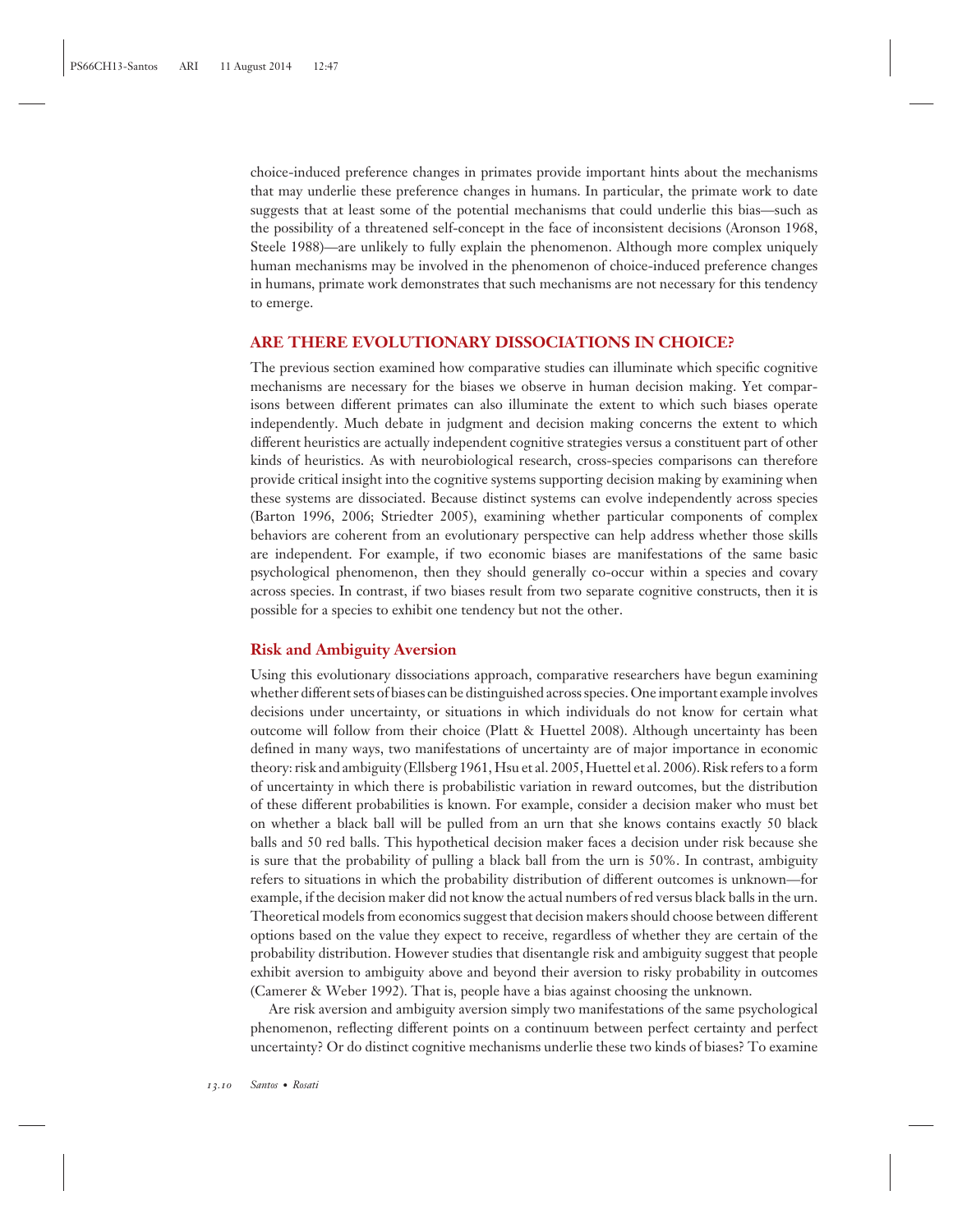choice-induced preference changes in primates provide important hints about the mechanisms that may underlie these preference changes in humans. In particular, the primate work to date suggests that at least some of the potential mechanisms that could underlie this bias—such as the possibility of a threatened self-concept in the face of inconsistent decisions (Aronson 1968, Steele 1988)—are unlikely to fully explain the phenomenon. Although more complex uniquely human mechanisms may be involved in the phenomenon of choice-induced preference changes in humans, primate work demonstrates that such mechanisms are not necessary for this tendency to emerge.

## ARE THERE EVOLUTIONARY DISSOCIATIONS IN CHOICE?

The previous section examined how comparative studies can illuminate which specific cognitive mechanisms are necessary for the biases we observe in human decision making. Yet comparisons between different primates can also illuminate the extent to which such biases operate independently. Much debate in judgment and decision making concerns the extent to which different heuristics are actually independent cognitive strategies versus a constituent part of other kinds of heuristics. As with neurobiological research, cross-species comparisons can therefore provide critical insight into the cognitive systems supporting decision making by examining when these systems are dissociated. Because distinct systems can evolve independently across species (Barton 1996, 2006; Striedter 2005), examining whether particular components of complex behaviors are coherent from an evolutionary perspective can help address whether those skills are independent. For example, if two economic biases are manifestations of the same basic psychological phenomenon, then they should generally co-occur within a species and covary across species. In contrast, if two biases result from two separate cognitive constructs, then it is possible for a species to exhibit one tendency but not the other.

### Risk and Ambiguity Aversion

Using this evolutionary dissociations approach, comparative researchers have begun examining whether different sets of biases can be distinguished across species. One important example involves decisions under uncertainty, or situations in which individuals do not know for certain what outcome will follow from their choice (Platt & Huettel 2008). Although uncertainty has been defined in many ways, two manifestations of uncertainty are of major importance in economic theory: risk and ambiguity (Ellsberg 1961, Hsu et al. 2005, Huettel et al. 2006). Risk refers to a form of uncertainty in which there is probabilistic variation in reward outcomes, but the distribution of these different probabilities is known. For example, consider a decision maker who must bet on whether a black ball will be pulled from an urn that she knows contains exactly 50 black balls and 50 red balls. This hypothetical decision maker faces a decision under risk because she is sure that the probability of pulling a black ball from the urn is 50%. In contrast, ambiguity refers to situations in which the probability distribution of different outcomes is unknown—for example, if the decision maker did not know the actual numbers of red versus black balls in the urn. Theoretical models from economics suggest that decision makers should choose between different options based on the value they expect to receive, regardless of whether they are certain of the probability distribution. However studies that disentangle risk and ambiguity suggest that people exhibit aversion to ambiguity above and beyond their aversion to risky probability in outcomes (Camerer & Weber 1992). That is, people have a bias against choosing the unknown.

Are risk aversion and ambiguity aversion simply two manifestations of the same psychological phenomenon, reflecting different points on a continuum between perfect certainty and perfect uncertainty? Or do distinct cognitive mechanisms underlie these two kinds of biases? To examine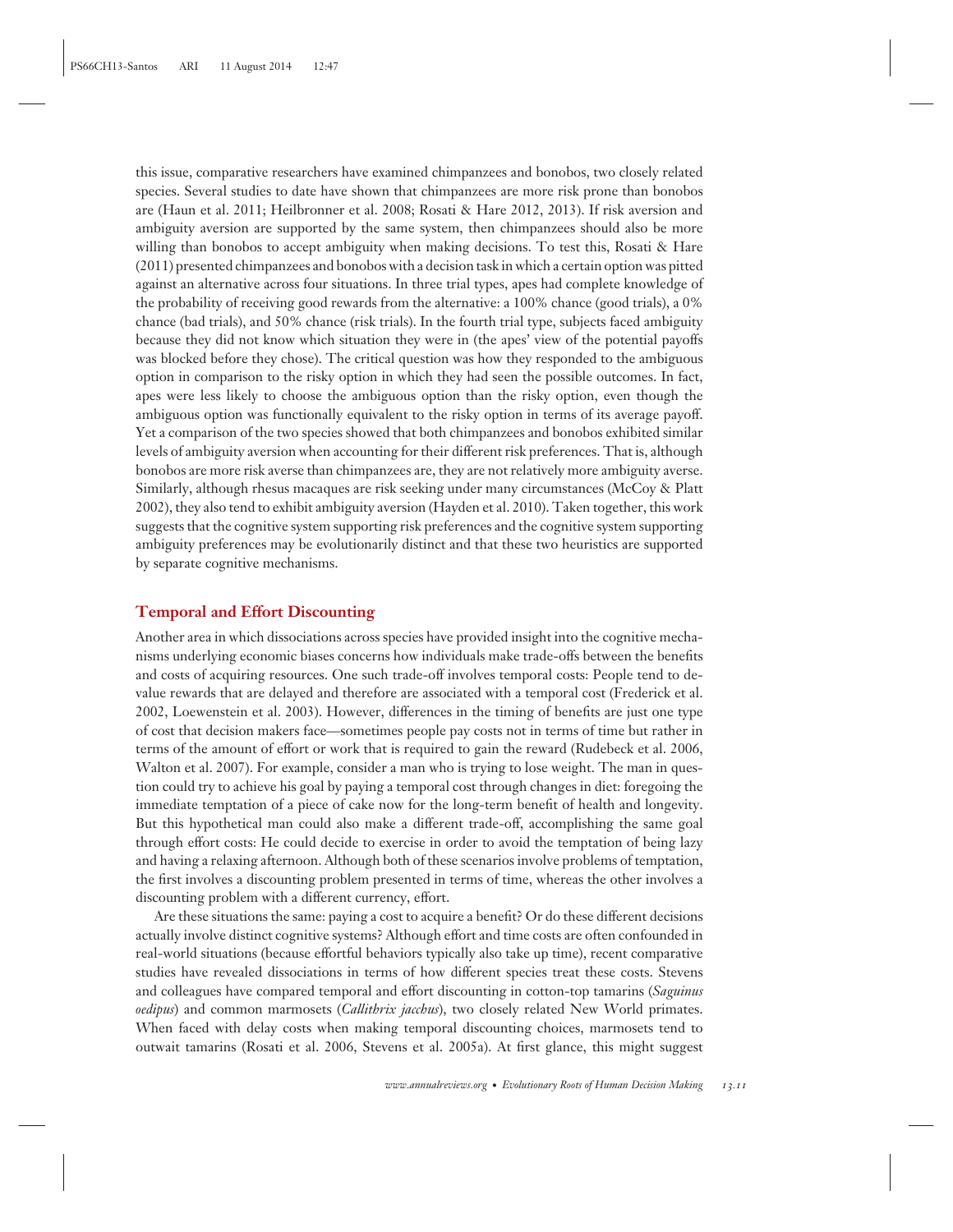this issue, comparative researchers have examined chimpanzees and bonobos, two closely related species. Several studies to date have shown that chimpanzees are more risk prone than bonobos are (Haun et al. 2011; Heilbronner et al. 2008; Rosati & Hare 2012, 2013). If risk aversion and ambiguity aversion are supported by the same system, then chimpanzees should also be more willing than bonobos to accept ambiguity when making decisions. To test this, Rosati & Hare (2011) presented chimpanzees and bonobos with a decision task in which a certain option was pitted against an alternative across four situations. In three trial types, apes had complete knowledge of the probability of receiving good rewards from the alternative: a 100% chance (good trials), a 0% chance (bad trials), and 50% chance (risk trials). In the fourth trial type, subjects faced ambiguity because they did not know which situation they were in (the apes' view of the potential payoffs was blocked before they chose). The critical question was how they responded to the ambiguous option in comparison to the risky option in which they had seen the possible outcomes. In fact, apes were less likely to choose the ambiguous option than the risky option, even though the ambiguous option was functionally equivalent to the risky option in terms of its average payoff. Yet a comparison of the two species showed that both chimpanzees and bonobos exhibited similar levels of ambiguity aversion when accounting for their different risk preferences. That is, although bonobos are more risk averse than chimpanzees are, they are not relatively more ambiguity averse. Similarly, although rhesus macaques are risk seeking under many circumstances (McCoy & Platt 2002), they also tend to exhibit ambiguity aversion (Hayden et al. 2010). Taken together, this work suggests that the cognitive system supporting risk preferences and the cognitive system supporting ambiguity preferences may be evolutionarily distinct and that these two heuristics are supported by separate cognitive mechanisms.

## Temporal and Effort Discounting

Another area in which dissociations across species have provided insight into the cognitive mechanisms underlying economic biases concerns how individuals make trade-offs between the benefits and costs of acquiring resources. One such trade-off involves temporal costs: People tend to devalue rewards that are delayed and therefore are associated with a temporal cost (Frederick et al. 2002, Loewenstein et al. 2003). However, differences in the timing of benefits are just one type of cost that decision makers face—sometimes people pay costs not in terms of time but rather in terms of the amount of effort or work that is required to gain the reward (Rudebeck et al. 2006, Walton et al. 2007). For example, consider a man who is trying to lose weight. The man in question could try to achieve his goal by paying a temporal cost through changes in diet: foregoing the immediate temptation of a piece of cake now for the long-term benefit of health and longevity. But this hypothetical man could also make a different trade-off, accomplishing the same goal through effort costs: He could decide to exercise in order to avoid the temptation of being lazy and having a relaxing afternoon. Although both of these scenarios involve problems of temptation, the first involves a discounting problem presented in terms of time, whereas the other involves a discounting problem with a different currency, effort.

Are these situations the same: paying a cost to acquire a benefit? Or do these different decisions actually involve distinct cognitive systems? Although effort and time costs are often confounded in real-world situations (because effortful behaviors typically also take up time), recent comparative studies have revealed dissociations in terms of how different species treat these costs. Stevens and colleagues have compared temporal and effort discounting in cotton-top tamarins (*Saguinus oedipus*) and common marmosets (*Callithrix jacchus*), two closely related New World primates. When faced with delay costs when making temporal discounting choices, marmosets tend to outwait tamarins (Rosati et al. 2006, Stevens et al. 2005a). At first glance, this might suggest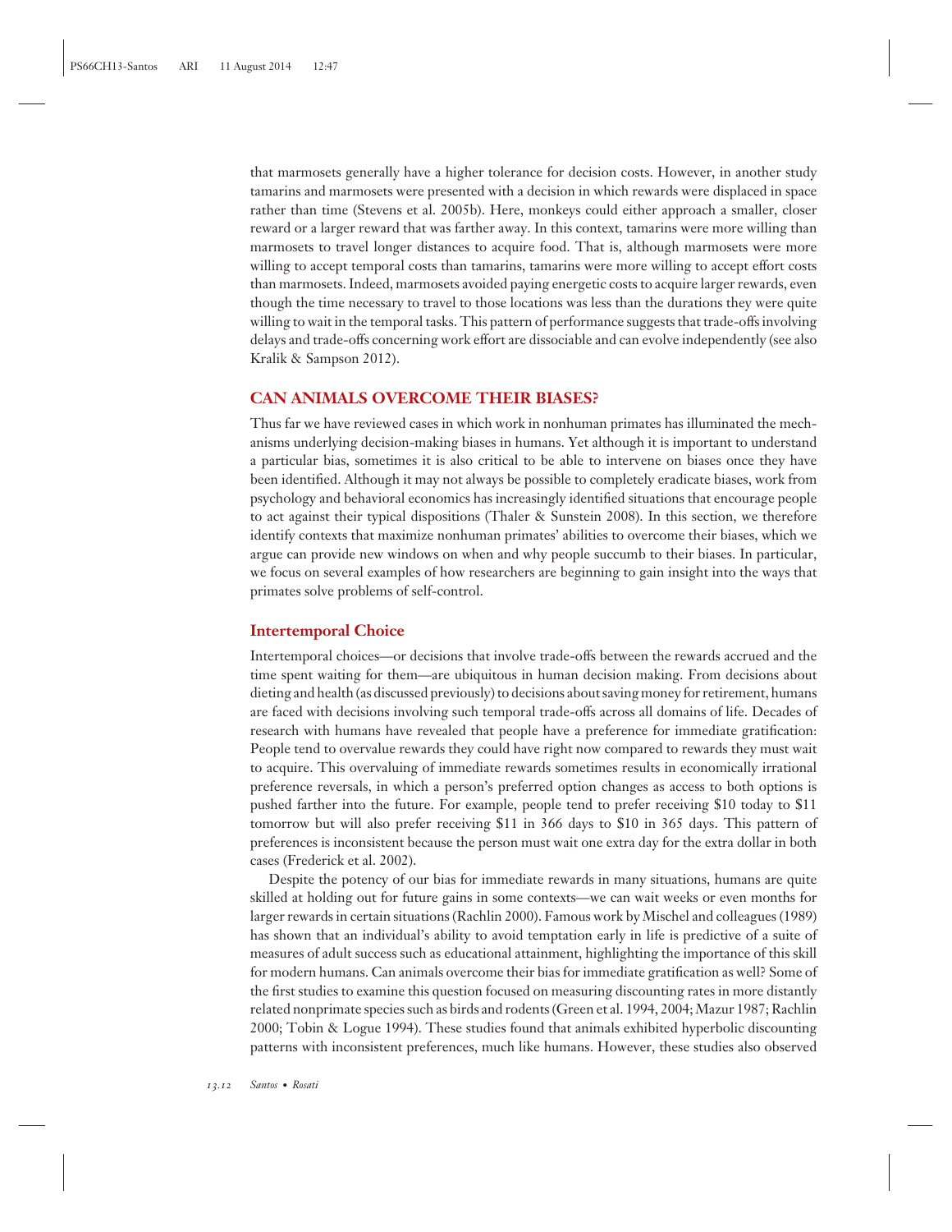that marmosets generally have a higher tolerance for decision costs. However, in another study tamarins and marmosets were presented with a decision in which rewards were displaced in space rather than time (Stevens et al. 2005b). Here, monkeys could either approach a smaller, closer reward or a larger reward that was farther away. In this context, tamarins were more willing than marmosets to travel longer distances to acquire food. That is, although marmosets were more willing to accept temporal costs than tamarins, tamarins were more willing to accept effort costs than marmosets. Indeed, marmosets avoided paying energetic costs to acquire larger rewards, even though the time necessary to travel to those locations was less than the durations they were quite willing to wait in the temporal tasks. This pattern of performance suggests that trade-offs involving delays and trade-offs concerning work effort are dissociable and can evolve independently (see also Kralik & Sampson 2012).

## CAN ANIMALS OVERCOME THEIR BIASES?

Thus far we have reviewed cases in which work in nonhuman primates has illuminated the mechanisms underlying decision-making biases in humans. Yet although it is important to understand a particular bias, sometimes it is also critical to be able to intervene on biases once they have been identified. Although it may not always be possible to completely eradicate biases, work from psychology and behavioral economics has increasingly identified situations that encourage people to act against their typical dispositions (Thaler & Sunstein 2008). In this section, we therefore identify contexts that maximize nonhuman primates' abilities to overcome their biases, which we argue can provide new windows on when and why people succumb to their biases. In particular, we focus on several examples of how researchers are beginning to gain insight into the ways that primates solve problems of self-control.

### Intertemporal Choice

Intertemporal choices—or decisions that involve trade-offs between the rewards accrued and the time spent waiting for them—are ubiquitous in human decision making. From decisions about dieting and health (as discussed previously) to decisions about saving money for retirement, humans are faced with decisions involving such temporal trade-offs across all domains of life. Decades of research with humans have revealed that people have a preference for immediate gratification: People tend to overvalue rewards they could have right now compared to rewards they must wait to acquire. This overvaluing of immediate rewards sometimes results in economically irrational preference reversals, in which a person's preferred option changes as access to both options is pushed farther into the future. For example, people tend to prefer receiving $10 today to $11 tomorrow but will also prefer receiving $11 in 366 days to $10 in 365 days. This pattern of preferences is inconsistent because the person must wait one extra day for the extra dollar in both cases (Frederick et al. 2002).

Despite the potency of our bias for immediate rewards in many situations, humans are quite skilled at holding out for future gains in some contexts—we can wait weeks or even months for larger rewards in certain situations (Rachlin 2000). Famous work by Mischel and colleagues (1989) has shown that an individual's ability to avoid temptation early in life is predictive of a suite of measures of adult success such as educational attainment, highlighting the importance of this skill for modern humans. Can animals overcome their bias for immediate gratification as well? Some of the first studies to examine this question focused on measuring discounting rates in more distantly related nonprimate species such as birds and rodents (Green et al. 1994, 2004; Mazur 1987; Rachlin 2000; Tobin & Logue 1994). These studies found that animals exhibited hyperbolic discounting patterns with inconsistent preferences, much like humans. However, these studies also observed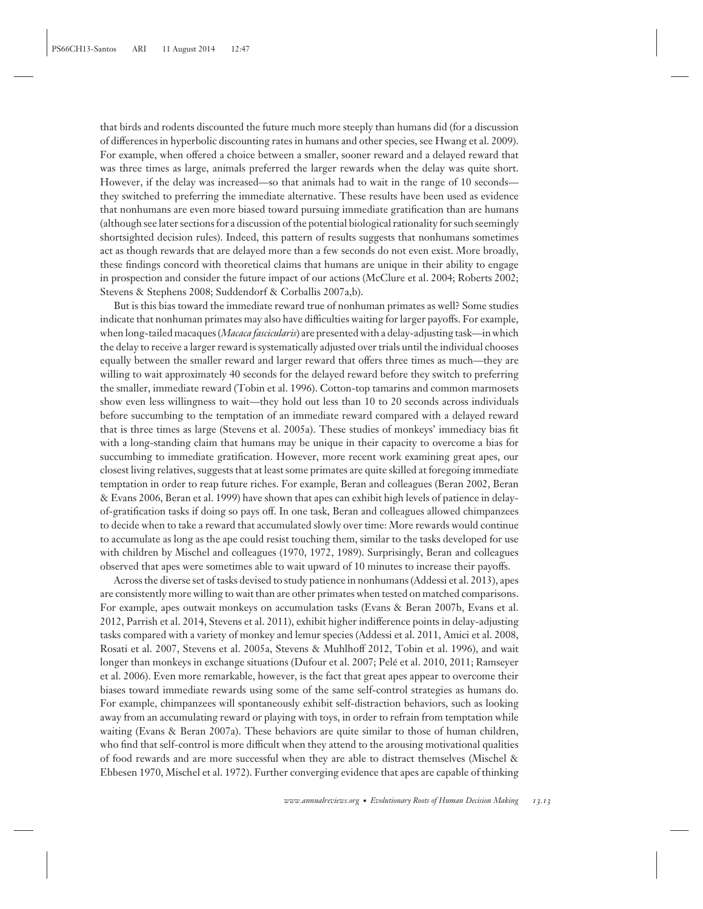that birds and rodents discounted the future much more steeply than humans did (for a discussion of differences in hyperbolic discounting rates in humans and other species, see Hwang et al. 2009). For example, when offered a choice between a smaller, sooner reward and a delayed reward that was three times as large, animals preferred the larger rewards when the delay was quite short. However, if the delay was increased—so that animals had to wait in the range of 10 seconds—they switched to preferring the immediate alternative. These results have been used as evidence that nonhumans are even more biased toward pursuing immediate gratification than are humans (although see later sections for a discussion of the potential biological rationality for such seemingly shortsighted decision rules). Indeed, this pattern of results suggests that nonhumans sometimes act as though rewards that are delayed more than a few seconds do not even exist. More broadly, these findings concord with theoretical claims that humans are unique in their ability to engage in prospection and consider the future impact of our actions (McClure et al. 2004; Roberts 2002; Stevens & Stephens 2008; Suddendorf & Corballis 2007a,b).

But is this bias toward the immediate reward true of nonhuman primates as well? Some studies indicate that nonhuman primates may also have difficulties waiting for larger payoffs. For example, when long-tailed macaques (*Macaca fascicularis*) are presented with a delay-adjusting task—in which the delay to receive a larger reward is systematically adjusted over trials until the individual chooses equally between the smaller reward and larger reward that offers three times as much—they are willing to wait approximately 40 seconds for the delayed reward before they switch to preferring the smaller, immediate reward (Tobin et al. 1996). Cotton-top tamarins and common marmosets show even less willingness to wait—they hold out less than 10 to 20 seconds across individuals before succumbing to the temptation of an immediate reward compared with a delayed reward that is three times as large (Stevens et al. 2005a). These studies of monkeys' immediacy bias fit with a long-standing claim that humans may be unique in their capacity to overcome a bias for succumbing to immediate gratification. However, more recent work examining great apes, our closest living relatives, suggests that at least some primates are quite skilled at foregoing immediate temptation in order to reap future riches. For example, Beran and colleagues (Beran 2002, Beran & Evans 2006, Beran et al. 1999) have shown that apes can exhibit high levels of patience in delay-of-gratification tasks if doing so pays off. In one task, Beran and colleagues allowed chimpanzees to decide when to take a reward that accumulated slowly over time: More rewards would continue to accumulate as long as the ape could resist touching them, similar to the tasks developed for use with children by Mischel and colleagues (1970, 1972, 1989). Surprisingly, Beran and colleagues observed that apes were sometimes able to wait upward of 10 minutes to increase their payoffs.

Across the diverse set of tasks devised to study patience in nonhumans (Addessi et al. 2013), apes are consistently more willing to wait than are other primates when tested on matched comparisons. For example, apes outwait monkeys on accumulation tasks (Evans & Beran 2007b, Evans et al. 2012, Parrish et al. 2014, Stevens et al. 2011), exhibit higher indifference points in delay-adjusting tasks compared with a variety of monkey and lemur species (Addessi et al. 2011, Amici et al. 2008, Rosati et al. 2007, Stevens et al. 2005a, Stevens & Muhlhoff 2012, Tobin et al. 1996), and wait longer than monkeys in exchange situations (Dufour et al. 2007; Pelé et al. 2010, 2011; Ramseyer et al. 2006). Even more remarkable, however, is the fact that great apes appear to overcome their biases toward immediate rewards using some of the same self-control strategies as humans do. For example, chimpanzees will spontaneously exhibit self-distraction behaviors, such as looking away from an accumulating reward or playing with toys, in order to refrain from temptation while waiting (Evans & Beran 2007a). These behaviors are quite similar to those of human children, who find that self-control is more difficult when they attend to the arousing motivational qualities of food rewards and are more successful when they are able to distract themselves (Mischel & Ebbesen 1970, Mischel et al. 1972). Further converging evidence that apes are capable of thinking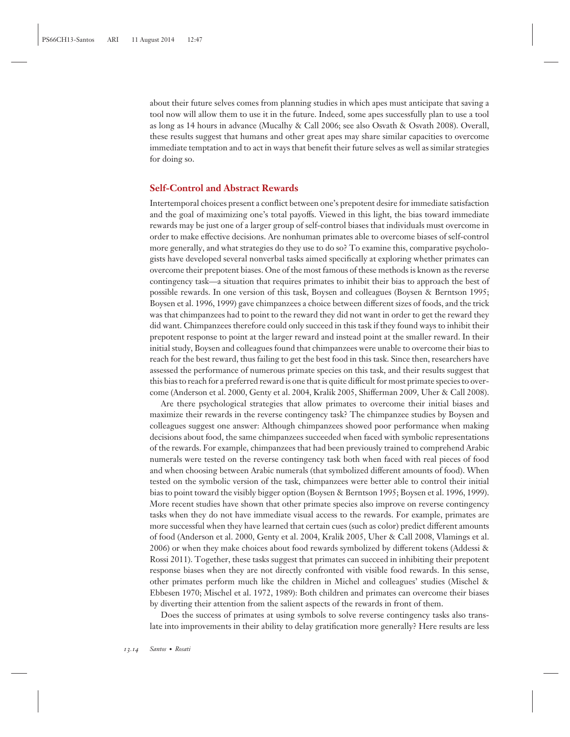about their future selves comes from planning studies in which apes must anticipate that saving a tool now will allow them to use it in the future. Indeed, some apes successfully plan to use a tool as long as 14 hours in advance (Mucalhy & Call 2006; see also Osvath & Osvath 2008). Overall, these results suggest that humans and other great apes may share similar capacities to overcome immediate temptation and to act in ways that benefit their future selves as well as similar strategies for doing so.

## Self-Control and Abstract Rewards

Intertemporal choices present a conflict between one's prepotent desire for immediate satisfaction and the goal of maximizing one's total payoffs. Viewed in this light, the bias toward immediate rewards may be just one of a larger group of self-control biases that individuals must overcome in order to make effective decisions. Are nonhuman primates able to overcome biases of self-control more generally, and what strategies do they use to do so? To examine this, comparative psychologists have developed several nonverbal tasks aimed specifically at exploring whether primates can overcome their prepotent biases. One of the most famous of these methods is known as the reverse contingency task—a situation that requires primates to inhibit their bias to approach the best of possible rewards. In one version of this task, Boysen and colleagues (Boysen & Berntson 1995; Boysen et al. 1996, 1999) gave chimpanzees a choice between different sizes of foods, and the trick was that chimpanzees had to point to the reward they did not want in order to get the reward they did want. Chimpanzees therefore could only succeed in this task if they found ways to inhibit their prepotent response to point at the larger reward and instead point at the smaller reward. In their initial study, Boysen and colleagues found that chimpanzees were unable to overcome their bias to reach for the best reward, thus failing to get the best food in this task. Since then, researchers have assessed the performance of numerous primate species on this task, and their results suggest that this bias to reach for a preferred reward is one that is quite difficult for most primate species to overcome (Anderson et al. 2000, Genty et al. 2004, Kralik 2005, Shifferman 2009, Uher & Call 2008).

Are there psychological strategies that allow primates to overcome their initial biases and maximize their rewards in the reverse contingency task? The chimpanzee studies by Boysen and colleagues suggest one answer: Although chimpanzees showed poor performance when making decisions about food, the same chimpanzees succeeded when faced with symbolic representations of the rewards. For example, chimpanzees that had been previously trained to comprehend Arabic numerals were tested on the reverse contingency task both when faced with real pieces of food and when choosing between Arabic numerals (that symbolized different amounts of food). When tested on the symbolic version of the task, chimpanzees were better able to control their initial bias to point toward the visibly bigger option (Boysen & Berntson 1995; Boysen et al. 1996, 1999). More recent studies have shown that other primate species also improve on reverse contingency tasks when they do not have immediate visual access to the rewards. For example, primates are more successful when they have learned that certain cues (such as color) predict different amounts of food (Anderson et al. 2000, Genty et al. 2004, Kralik 2005, Uher & Call 2008, Vlamings et al. 2006) or when they make choices about food rewards symbolized by different tokens (Addessi & Rossi 2011). Together, these tasks suggest that primates can succeed in inhibiting their prepotent response biases when they are not directly confronted with visible food rewards. In this sense, other primates perform much like the children in Michel and colleagues' studies (Mischel & Ebbesen 1970; Mischel et al. 1972, 1989): Both children and primates can overcome their biases by diverting their attention from the salient aspects of the rewards in front of them.

Does the success of primates at using symbols to solve reverse contingency tasks also translate into improvements in their ability to delay gratification more generally? Here results are less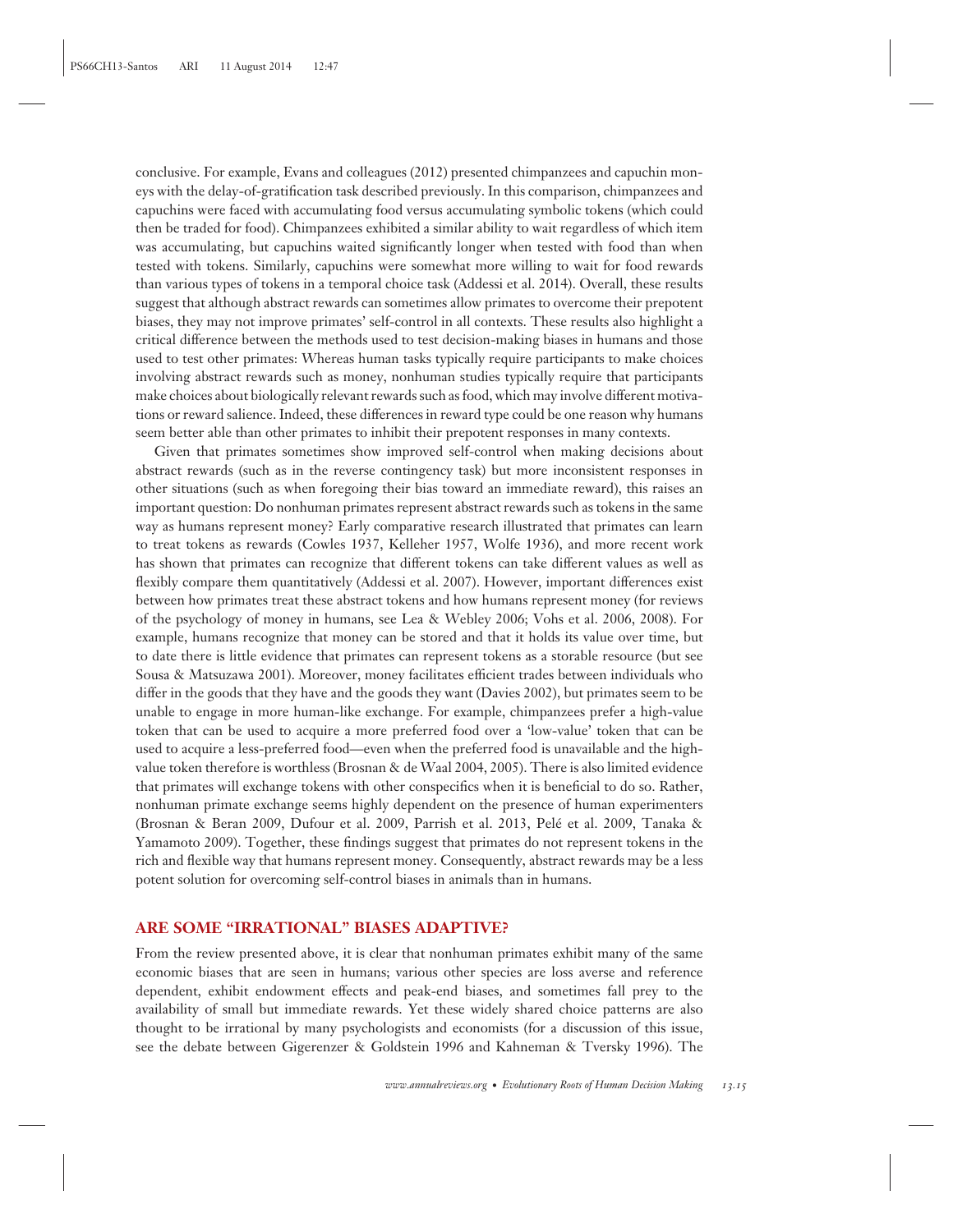conclusive. For example, Evans and colleagues (2012) presented chimpanzees and capuchin monkeys with the delay-of-gratification task described previously. In this comparison, chimpanzees and capuchins were faced with accumulating food versus accumulating symbolic tokens (which could then be traded for food). Chimpanzees exhibited a similar ability to wait regardless of which item was accumulating, but capuchins waited significantly longer when tested with food than when tested with tokens. Similarly, capuchins were somewhat more willing to wait for food rewards than various types of tokens in a temporal choice task (Addessi et al. 2014). Overall, these results suggest that although abstract rewards can sometimes allow primates to overcome their prepotent biases, they may not improve primates' self-control in all contexts. These results also highlight a critical difference between the methods used to test decision-making biases in humans and those used to test other primates: Whereas human tasks typically require participants to make choices involving abstract rewards such as money, nonhuman studies typically require that participants make choices about biologically relevant rewards such as food, which may involve different motivations or reward salience. Indeed, these differences in reward type could be one reason why humans seem better able than other primates to inhibit their prepotent responses in many contexts.

Given that primates sometimes show improved self-control when making decisions about abstract rewards (such as in the reverse contingency task) but more inconsistent responses in other situations (such as when foregoing their bias toward an immediate reward), this raises an important question: Do nonhuman primates represent abstract rewards such as tokens in the same way as humans represent money? Early comparative research illustrated that primates can learn to treat tokens as rewards (Cowles 1937, Kelleher 1957, Wolfe 1936), and more recent work has shown that primates can recognize that different tokens can take different values as well as flexibly compare them quantitatively (Addessi et al. 2007). However, important differences exist between how primates treat these abstract tokens and how humans represent money (for reviews of the psychology of money in humans, see Lea & Webley 2006; Vohs et al. 2006, 2008). For example, humans recognize that money can be stored and that it holds its value over time, but to date there is little evidence that primates can represent tokens as a storable resource (but see Sousa & Matsuzawa 2001). Moreover, money facilitates efficient trades between individuals who differ in the goods that they have and the goods they want (Davies 2002), but primates seem to be unable to engage in more human-like exchange. For example, chimpanzees prefer a high-value token that can be used to acquire a more preferred food over a 'low-value' token that can be used to acquire a less-preferred food—even when the preferred food is unavailable and the high-value token therefore is worthless (Brosnan & de Waal 2004, 2005). There is also limited evidence that primates will exchange tokens with other conspecifics when it is beneficial to do so. Rather, nonhuman primate exchange seems highly dependent on the presence of human experimenters (Brosnan & Beran 2009, Dufour et al. 2009, Parrish et al. 2013, Pelé et al. 2009, Tanaka & Yamamoto 2009). Together, these findings suggest that primates do not represent tokens in the rich and flexible way that humans represent money. Consequently, abstract rewards may be a less potent solution for overcoming self-control biases in animals than in humans.

## ARE SOME "IRRATIONAL" BIASES ADAPTIVE?

From the review presented above, it is clear that nonhuman primates exhibit many of the same economic biases that are seen in humans; various other species are loss averse and reference dependent, exhibit endowment effects and peak-end biases, and sometimes fall prey to the availability of small but immediate rewards. Yet these widely shared choice patterns are also thought to be irrational by many psychologists and economists (for a discussion of this issue, see the debate between Gigerenzer & Goldstein 1996 and Kahneman & Tversky 1996). The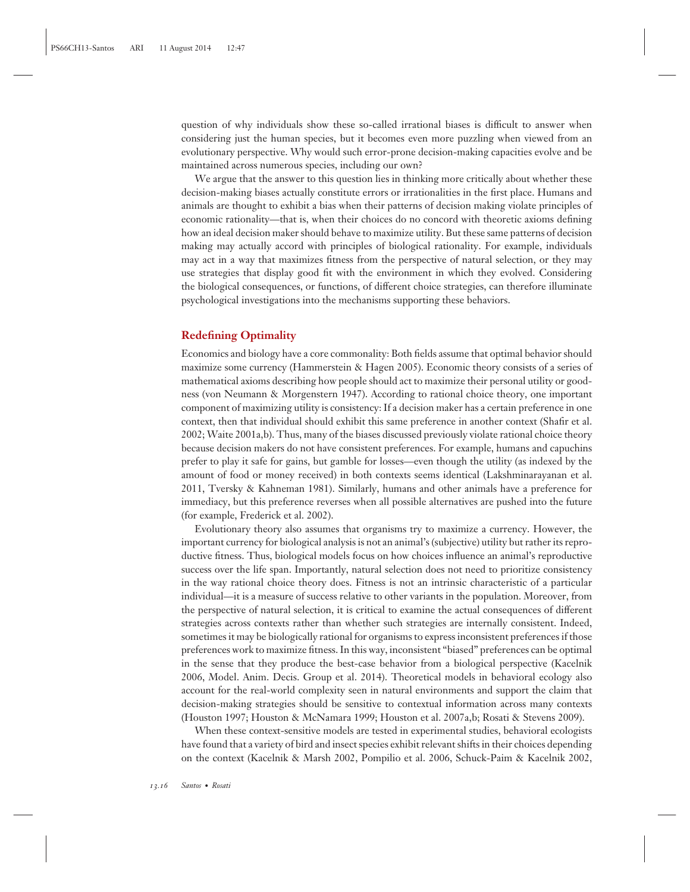question of why individuals show these so-called irrational biases is difficult to answer when considering just the human species, but it becomes even more puzzling when viewed from an evolutionary perspective. Why would such error-prone decision-making capacities evolve and be maintained across numerous species, including our own?

We argue that the answer to this question lies in thinking more critically about whether these decision-making biases actually constitute errors or irrationalities in the first place. Humans and animals are thought to exhibit a bias when their patterns of decision making violate principles of economic rationality—that is, when their choices do no concord with theoretic axioms defining how an ideal decision maker should behave to maximize utility. But these same patterns of decision making may actually accord with principles of biological rationality. For example, individuals may act in a way that maximizes fitness from the perspective of natural selection, or they may use strategies that display good fit with the environment in which they evolved. Considering the biological consequences, or functions, of different choice strategies, can therefore illuminate psychological investigations into the mechanisms supporting these behaviors.

## Redefining Optimality

Economics and biology have a core commonality: Both fields assume that optimal behavior should maximize some currency (Hammerstein & Hagen 2005). Economic theory consists of a series of mathematical axioms describing how people should act to maximize their personal utility or goodness (von Neumann & Morgenstern 1947). According to rational choice theory, one important component of maximizing utility is consistency: If a decision maker has a certain preference in one context, then that individual should exhibit this same preference in another context (Shafir et al. 2002; Waite 2001a,b). Thus, many of the biases discussed previously violate rational choice theory because decision makers do not have consistent preferences. For example, humans and capuchins prefer to play it safe for gains, but gamble for losses—even though the utility (as indexed by the amount of food or money received) in both contexts seems identical (Lakshminarayanan et al. 2011, Tversky & Kahneman 1981). Similarly, humans and other animals have a preference for immediacy, but this preference reverses when all possible alternatives are pushed into the future (for example, Frederick et al. 2002).

Evolutionary theory also assumes that organisms try to maximize a currency. However, the important currency for biological analysis is not an animal's (subjective) utility but rather its reproductive fitness. Thus, biological models focus on how choices influence an animal's reproductive success over the life span. Importantly, natural selection does not need to prioritize consistency in the way rational choice theory does. Fitness is not an intrinsic characteristic of a particular individual—it is a measure of success relative to other variants in the population. Moreover, from the perspective of natural selection, it is critical to examine the actual consequences of different strategies across contexts rather than whether such strategies are internally consistent. Indeed, sometimes it may be biologically rational for organisms to express inconsistent preferences if those preferences work to maximize fitness. In this way, inconsistent "biased" preferences can be optimal in the sense that they produce the best-case behavior from a biological perspective (Kacelnik 2006, Model. Anim. Decis. Group et al. 2014). Theoretical models in behavioral ecology also account for the real-world complexity seen in natural environments and support the claim that decision-making strategies should be sensitive to contextual information across many contexts (Houston 1997; Houston & McNamara 1999; Houston et al. 2007a,b; Rosati & Stevens 2009).

When these context-sensitive models are tested in experimental studies, behavioral ecologists have found that a variety of bird and insect species exhibit relevant shifts in their choices depending on the context (Kacelnik & Marsh 2002, Pompilio et al. 2006, Schuck-Paim & Kacelnik 2002,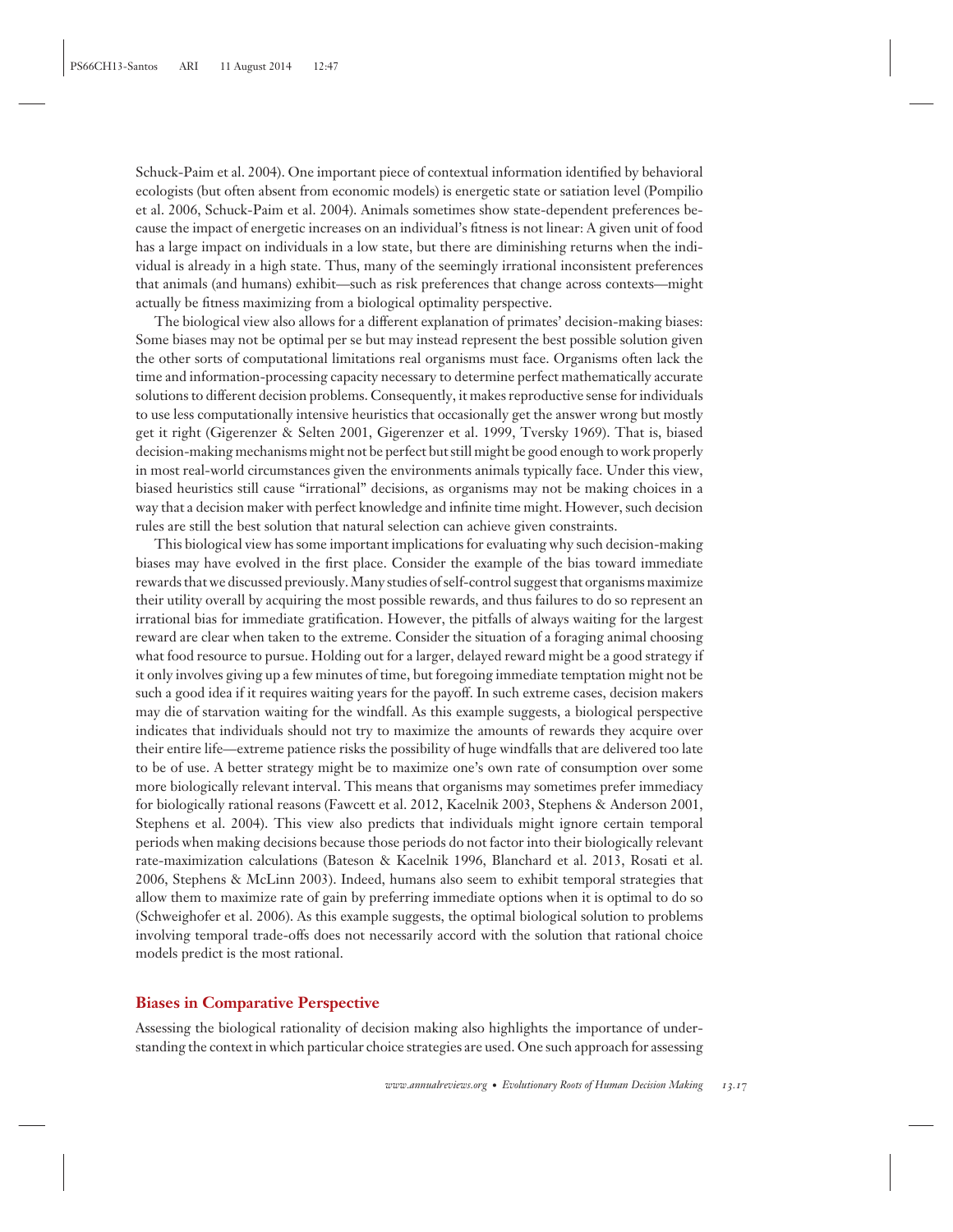Schuck-Paim et al. 2004). One important piece of contextual information identified by behavioral ecologists (but often absent from economic models) is energetic state or satiation level (Pompilio et al. 2006, Schuck-Paim et al. 2004). Animals sometimes show state-dependent preferences because the impact of energetic increases on an individual's fitness is not linear: A given unit of food has a large impact on individuals in a low state, but there are diminishing returns when the individual is already in a high state. Thus, many of the seemingly irrational inconsistent preferences that animals (and humans) exhibit—such as risk preferences that change across contexts—might actually be fitness maximizing from a biological optimality perspective.

The biological view also allows for a different explanation of primates' decision-making biases: Some biases may not be optimal per se but may instead represent the best possible solution given the other sorts of computational limitations real organisms must face. Organisms often lack the time and information-processing capacity necessary to determine perfect mathematically accurate solutions to different decision problems. Consequently, it makes reproductive sense for individuals to use less computationally intensive heuristics that occasionally get the answer wrong but mostly get it right (Gigerenzer & Selten 2001, Gigerenzer et al. 1999, Tversky 1969). That is, biased decision-making mechanisms might not be perfect but still might be good enough to work properly in most real-world circumstances given the environments animals typically face. Under this view, biased heuristics still cause "irrational" decisions, as organisms may not be making choices in a way that a decision maker with perfect knowledge and infinite time might. However, such decision rules are still the best solution that natural selection can achieve given constraints.

This biological view has some important implications for evaluating why such decision-making biases may have evolved in the first place. Consider the example of the bias toward immediate rewards that we discussed previously. Many studies of self-control suggest that organisms maximize their utility overall by acquiring the most possible rewards, and thus failures to do so represent an irrational bias for immediate gratification. However, the pitfalls of always waiting for the largest reward are clear when taken to the extreme. Consider the situation of a foraging animal choosing what food resource to pursue. Holding out for a larger, delayed reward might be a good strategy if it only involves giving up a few minutes of time, but foregoing immediate temptation might not be such a good idea if it requires waiting years for the payoff. In such extreme cases, decision makers may die of starvation waiting for the windfall. As this example suggests, a biological perspective indicates that individuals should not try to maximize the amounts of rewards they acquire over their entire life—extreme patience risks the possibility of huge windfalls that are delivered too late to be of use. A better strategy might be to maximize one's own rate of consumption over some more biologically relevant interval. This means that organisms may sometimes prefer immediacy for biologically rational reasons (Fawcett et al. 2012, Kacelnik 2003, Stephens & Anderson 2001, Stephens et al. 2004). This view also predicts that individuals might ignore certain temporal periods when making decisions because those periods do not factor into their biologically relevant rate-maximization calculations (Bateson & Kacelnik 1996, Blanchard et al. 2013, Rosati et al. 2006, Stephens & McLinn 2003). Indeed, humans also seem to exhibit temporal strategies that allow them to maximize rate of gain by preferring immediate options when it is optimal to do so (Schweighofer et al. 2006). As this example suggests, the optimal biological solution to problems involving temporal trade-offs does not necessarily accord with the solution that rational choice models predict is the most rational.

## Biases in Comparative Perspective

Assessing the biological rationality of decision making also highlights the importance of understanding the context in which particular choice strategies are used. One such approach for assessing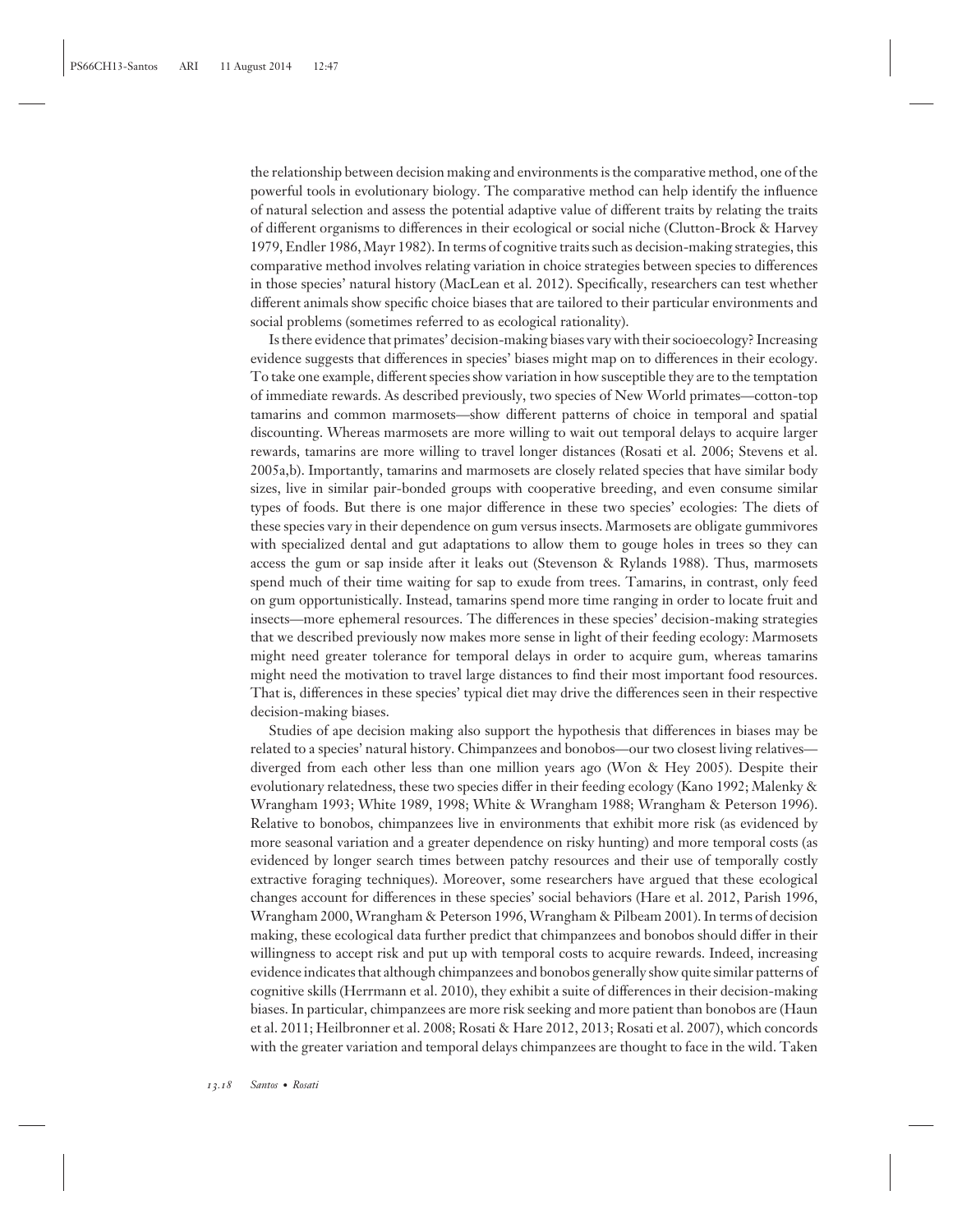the relationship between decision making and environments is the comparative method, one of the powerful tools in evolutionary biology. The comparative method can help identify the influence of natural selection and assess the potential adaptive value of different traits by relating the traits of different organisms to differences in their ecological or social niche (Clutton-Brock & Harvey 1979, Endler 1986, Mayr 1982). In terms of cognitive traits such as decision-making strategies, this comparative method involves relating variation in choice strategies between species to differences in those species' natural history (MacLean et al. 2012). Specifically, researchers can test whether different animals show specific choice biases that are tailored to their particular environments and social problems (sometimes referred to as ecological rationality).

Is there evidence that primates' decision-making biases vary with their socioecology? Increasing evidence suggests that differences in species' biases might map on to differences in their ecology. To take one example, different species show variation in how susceptible they are to the temptation of immediate rewards. As described previously, two species of New World primates—cotton-top tamarins and common marmosets—show different patterns of choice in temporal and spatial discounting. Whereas marmosets are more willing to wait out temporal delays to acquire larger rewards, tamarins are more willing to travel longer distances (Rosati et al. 2006; Stevens et al. 2005a,b). Importantly, tamarins and marmosets are closely related species that have similar body sizes, live in similar pair-bonded groups with cooperative breeding, and even consume similar types of foods. But there is one major difference in these two species' ecologies: The diets of these species vary in their dependence on gum versus insects. Marmosets are obligate gummivores with specialized dental and gut adaptations to allow them to gouge holes in trees so they can access the gum or sap inside after it leaks out (Stevenson & Rylands 1988). Thus, marmosets spend much of their time waiting for sap to exude from trees. Tamarins, in contrast, only feed on gum opportunistically. Instead, tamarins spend more time ranging in order to locate fruit and insects—more ephemeral resources. The differences in these species' decision-making strategies that we described previously now makes more sense in light of their feeding ecology: Marmosets might need greater tolerance for temporal delays in order to acquire gum, whereas tamarins might need the motivation to travel large distances to find their most important food resources. That is, differences in these species' typical diet may drive the differences seen in their respective decision-making biases.

Studies of ape decision making also support the hypothesis that differences in biases may be related to a species' natural history. Chimpanzees and bonobos—our two closest living relatives—diverged from each other less than one million years ago (Won & Hey 2005). Despite their evolutionary relatedness, these two species differ in their feeding ecology (Kano 1992; Malenky & Wrangham 1993; White 1989, 1998; White & Wrangham 1988; Wrangham & Peterson 1996). Relative to bonobos, chimpanzees live in environments that exhibit more risk (as evidenced by more seasonal variation and a greater dependence on risky hunting) and more temporal costs (as evidenced by longer search times between patchy resources and their use of temporally costly extractive foraging techniques). Moreover, some researchers have argued that these ecological changes account for differences in these species' social behaviors (Hare et al. 2012, Parish 1996, Wrangham 2000, Wrangham & Peterson 1996, Wrangham & Pilbeam 2001). In terms of decision making, these ecological data further predict that chimpanzees and bonobos should differ in their willingness to accept risk and put up with temporal costs to acquire rewards. Indeed, increasing evidence indicates that although chimpanzees and bonobos generally show quite similar patterns of cognitive skills (Herrmann et al. 2010), they exhibit a suite of differences in their decision-making biases. In particular, chimpanzees are more risk seeking and more patient than bonobos are (Haun et al. 2011; Heilbronner et al. 2008; Rosati & Hare 2012, 2013; Rosati et al. 2007), which concords with the greater variation and temporal delays chimpanzees are thought to face in the wild. Taken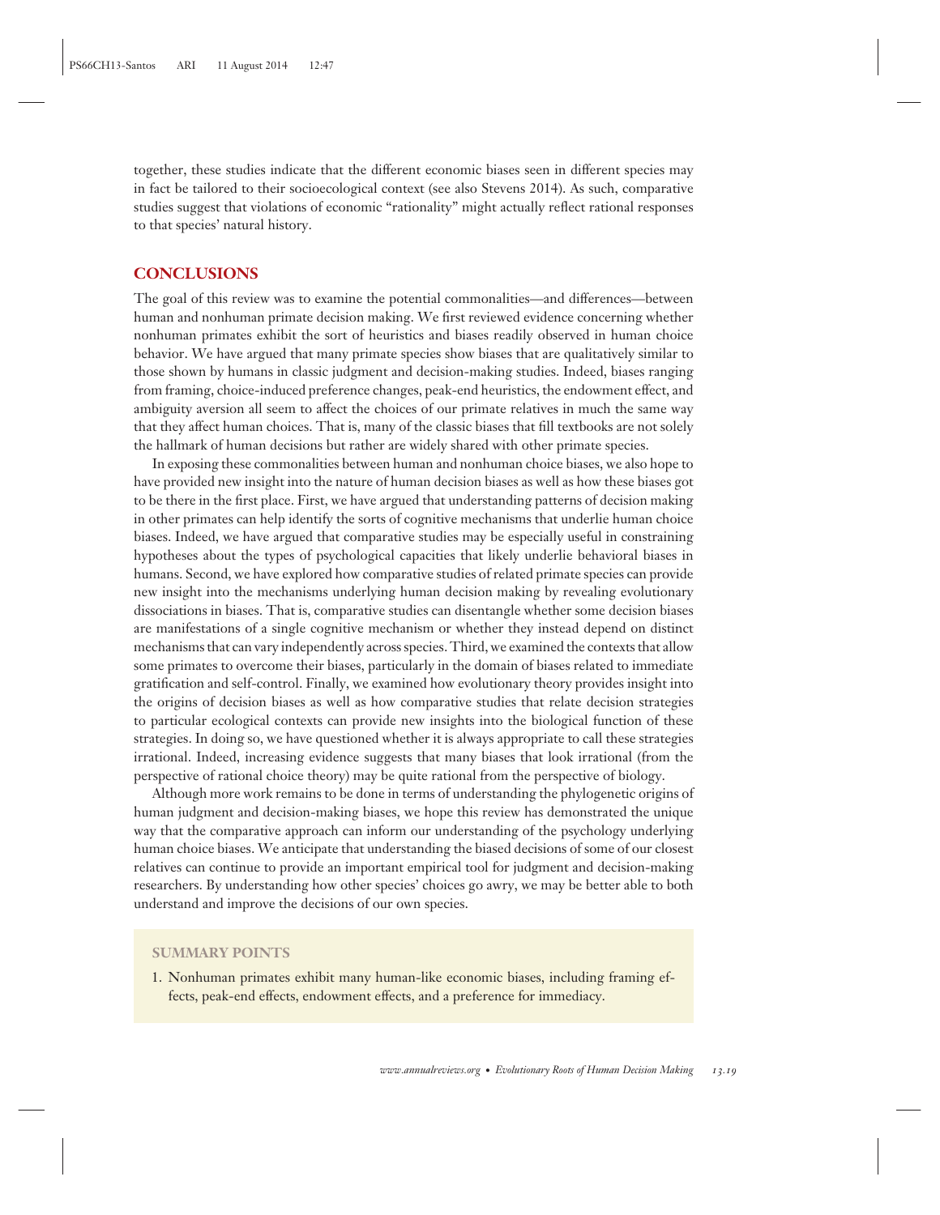together, these studies indicate that the different economic biases seen in different species may in fact be tailored to their socioecological context (see also Stevens 2014). As such, comparative studies suggest that violations of economic "rationality" might actually reflect rational responses to that species' natural history.

## CONCLUSIONS

The goal of this review was to examine the potential commonalities—and differences—between human and nonhuman primate decision making. We first reviewed evidence concerning whether nonhuman primates exhibit the sort of heuristics and biases readily observed in human choice behavior. We have argued that many primate species show biases that are qualitatively similar to those shown by humans in classic judgment and decision-making studies. Indeed, biases ranging from framing, choice-induced preference changes, peak-end heuristics, the endowment effect, and ambiguity aversion all seem to affect the choices of our primate relatives in much the same way that they affect human choices. That is, many of the classic biases that fill textbooks are not solely the hallmark of human decisions but rather are widely shared with other primate species.

In exposing these commonalities between human and nonhuman choice biases, we also hope to have provided new insight into the nature of human decision biases as well as how these biases got to be there in the first place. First, we have argued that understanding patterns of decision making in other primates can help identify the sorts of cognitive mechanisms that underlie human choice biases. Indeed, we have argued that comparative studies may be especially useful in constraining hypotheses about the types of psychological capacities that likely underlie behavioral biases in humans. Second, we have explored how comparative studies of related primate species can provide new insight into the mechanisms underlying human decision making by revealing evolutionary dissociations in biases. That is, comparative studies can disentangle whether some decision biases are manifestations of a single cognitive mechanism or whether they instead depend on distinct mechanisms that can vary independently across species. Third, we examined the contexts that allow some primates to overcome their biases, particularly in the domain of biases related to immediate gratification and self-control. Finally, we examined how evolutionary theory provides insight into the origins of decision biases as well as how comparative studies that relate decision strategies to particular ecological contexts can provide new insights into the biological function of these strategies. In doing so, we have questioned whether it is always appropriate to call these strategies irrational. Indeed, increasing evidence suggests that many biases that look irrational (from the perspective of rational choice theory) may be quite rational from the perspective of biology.

Although more work remains to be done in terms of understanding the phylogenetic origins of human judgment and decision-making biases, we hope this review has demonstrated the unique way that the comparative approach can inform our understanding of the psychology underlying human choice biases. We anticipate that understanding the biased decisions of some of our closest relatives can continue to provide an important empirical tool for judgment and decision-making researchers. By understanding how other species' choices go awry, we may be better able to both understand and improve the decisions of our own species.

### SUMMARY POINTS

1. Nonhuman primates exhibit many human-like economic biases, including framing effects, peak-end effects, endowment effects, and a preference for immediacy.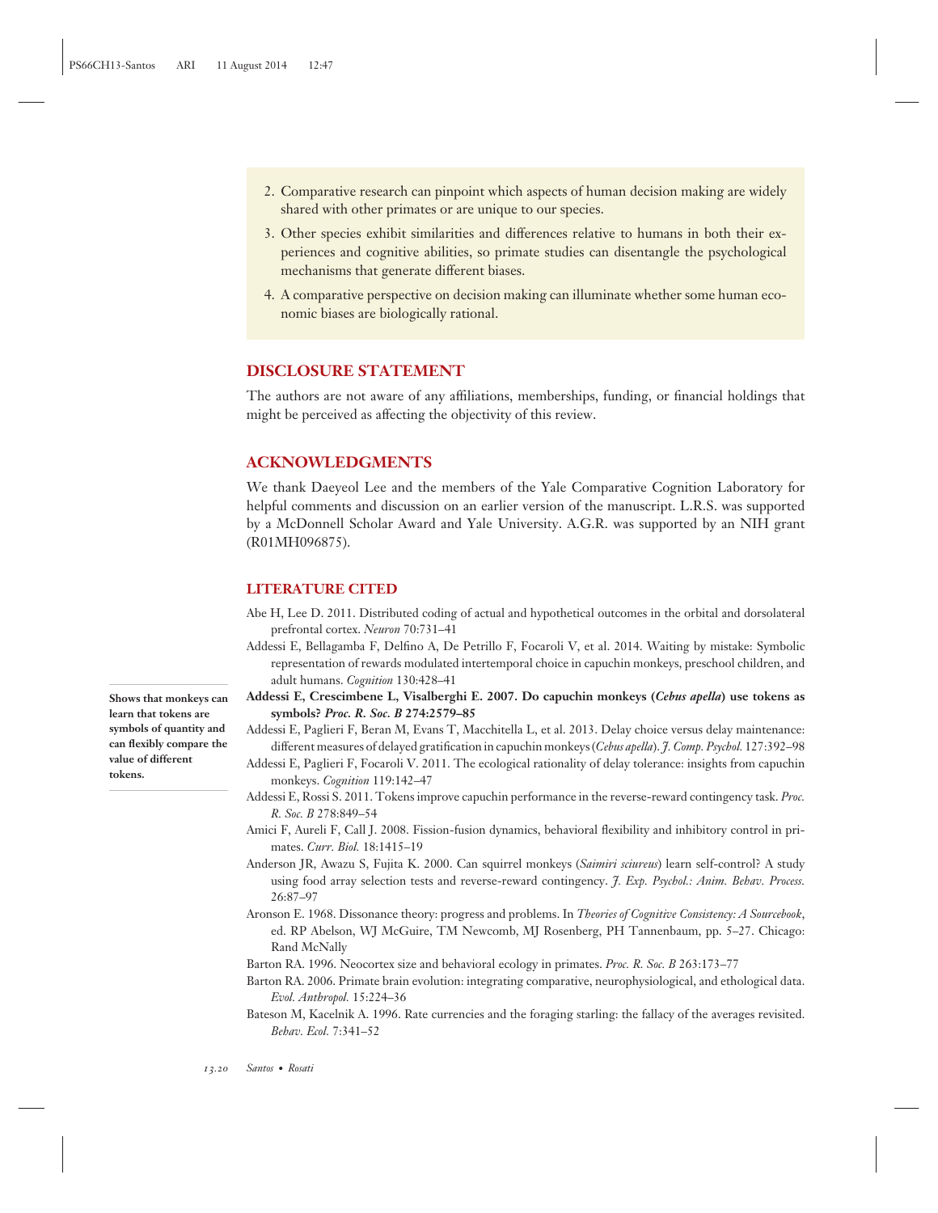2. Comparative research can pinpoint which aspects of human decision making are widely shared with other primates or are unique to our species.
3. Other species exhibit similarities and differences relative to humans in both their experiences and cognitive abilities, so primate studies can disentangle the psychological mechanisms that generate different biases.
4. A comparative perspective on decision making can illuminate whether some human economic biases are biologically rational.

## DISCLOSURE STATEMENT

The authors are not aware of any affiliations, memberships, funding, or financial holdings that might be perceived as affecting the objectivity of this review.

## ACKNOWLEDGMENTS

We thank Daeyeol Lee and the members of the Yale Comparative Cognition Laboratory for helpful comments and discussion on an earlier version of the manuscript. L.R.S. was supported by a McDonnell Scholar Award and Yale University. A.G.R. was supported by an NIH grant (R01MH096875).

## LITERATURE CITED

Abe H, Lee D. 2011. Distributed coding of actual and hypothetical outcomes in the orbital and dorsolateral prefrontal cortex. *Neuron* 70:731–41

Addessi E, Bellagamba F, Delfino A, De Petrillo F, Focaroli V, et al. 2014. Waiting by mistake: Symbolic representation of rewards modulated intertemporal choice in capuchin monkeys, preschool children, and adult humans. *Cognition* 130:428–41

**Addessi E, Crescimbene L, Visalberghi E. 2007. Do capuchin monkeys (*Cebus apella*) use tokens as symbols? *Proc. R. Soc. B* 274:2579–85**

**Shows that monkeys can learn that tokens are symbols of quantity and can flexibly compare the value of different tokens.**

Addessi E, Paglieri F, Beran M, Evans T, Macchitella L, et al. 2013. Delay choice versus delay maintenance: different measures of delayed gratification in capuchin monkeys (*Cebus apella*). *J. Comp. Psychol.* 127:392–98

Addessi E, Paglieri F, Focaroli V. 2011. The ecological rationality of delay tolerance: insights from capuchin monkeys. *Cognition* 119:142–47

Addessi E, Rossi S. 2011. Tokens improve capuchin performance in the reverse-reward contingency task. *Proc. R. Soc. B* 278:849–54

Amici F, Aureli F, Call J. 2008. Fission-fusion dynamics, behavioral flexibility and inhibitory control in primates. *Curr. Biol.* 18:1415–19

Anderson JR, Awazu S, Fujita K. 2000. Can squirrel monkeys (*Saimiri sciureus*) learn self-control? A study using food array selection tests and reverse-reward contingency. *J. Exp. Psychol.: Anim. Behav. Process.* 26:87–97

Aronson E. 1968. Dissonance theory: progress and problems. In *Theories of Cognitive Consistency: A Sourcebook*, ed. RP Abelson, WJ McGuire, TM Newcomb, MJ Rosenberg, PH Tannenbaum, pp. 5–27. Chicago: Rand McNally

Barton RA. 1996. Neocortex size and behavioral ecology in primates. *Proc. R. Soc. B* 263:173–77

Barton RA. 2006. Primate brain evolution: integrating comparative, neurophysiological, and ethological data. *Evol. Anthropol.* 15:224–36

Bateson M, Kacelnik A. 1996. Rate currencies and the foraging starling: the fallacy of the averages revisited. *Behav. Ecol.* 7:341–52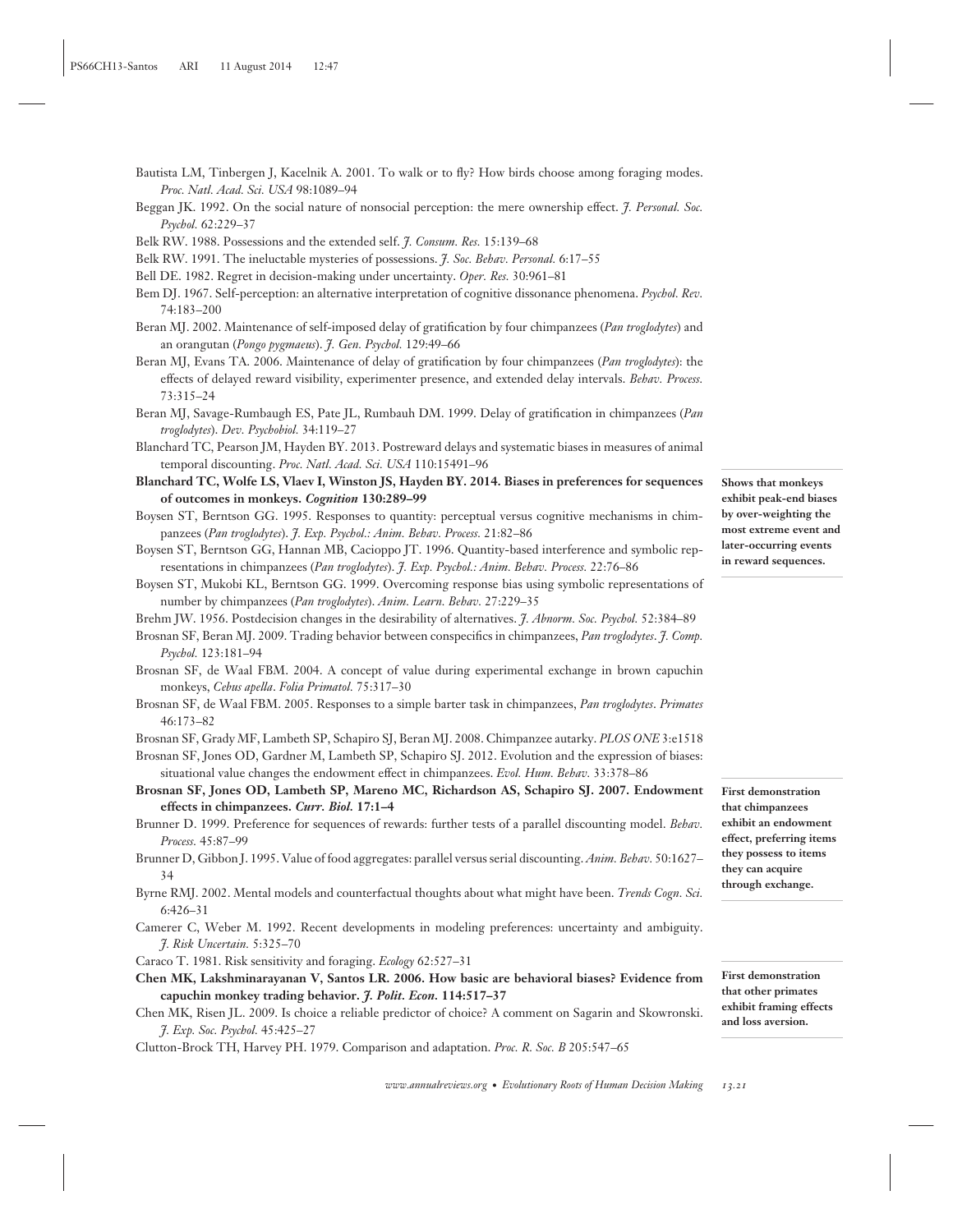Bautista LM, Tinbergen J, Kacelnik A. 2001. To walk or to fly? How birds choose among foraging modes. *Proc. Natl. Acad. Sci. USA* 98:1089–94

Beggan JK. 1992. On the social nature of nonsocial perception: the mere ownership effect. *J. Personal. Soc. Psychol.* 62:229–37

Belk RW. 1988. Possessions and the extended self. *J. Consum. Res.* 15:139–68

Belk RW. 1991. The ineluctable mysteries of possessions. *J. Soc. Behav. Personal.* 6:17–55

Bell DE. 1982. Regret in decision-making under uncertainty. *Oper. Res.* 30:961–81

Bem DJ. 1967. Self-perception: an alternative interpretation of cognitive dissonance phenomena. *Psychol. Rev.* 74:183–200

Beran MJ. 2002. Maintenance of self-imposed delay of gratification by four chimpanzees (*Pan troglodytes*) and an orangutan (*Pongo pygmaeus*). *J. Gen. Psychol.* 129:49–66

Beran MJ, Evans TA. 2006. Maintenance of delay of gratification by four chimpanzees (*Pan troglodytes*): the effects of delayed reward visibility, experimenter presence, and extended delay intervals. *Behav. Process.* 73:315–24

Beran MJ, Savage-Rumbaugh ES, Pate JL, Rumbauh DM. 1999. Delay of gratification in chimpanzees (*Pan troglodytes*). *Dev. Psychobiol.* 34:119–27

Blanchard TC, Pearson JM, Hayden BY. 2013. Postreward delays and systematic biases in measures of animal temporal discounting. *Proc. Natl. Acad. Sci. USA* 110:15491–96

**Blanchard TC, Wolfe LS, Vlaev I, Winston JS, Hayden BY. 2014. Biases in preferences for sequences of outcomes in monkeys. *Cognition* 130:289–99**

**Shows that monkeys exhibit peak-end biases by over-weighting the most extreme event and later-occurring events in reward sequences.**

Boysen ST, Berntson GG. 1995. Responses to quantity: perceptual versus cognitive mechanisms in chimpanzees (*Pan troglodytes*). *J. Exp. Psychol.: Anim. Behav. Process.* 21:82–86

Boysen ST, Berntson GG, Hannan MB, Cacioppo JT. 1996. Quantity-based interference and symbolic representations in chimpanzees (*Pan troglodytes*). *J. Exp. Psychol.: Anim. Behav. Process.* 22:76–86

Boysen ST, Mukobi KL, Berntson GG. 1999. Overcoming response bias using symbolic representations of number by chimpanzees (*Pan troglodytes*). *Anim. Learn. Behav.* 27:229–35

Brehm JW. 1956. Postdecision changes in the desirability of alternatives. *J. Abnorm. Soc. Psychol.* 52:384–89

Brosnan SF, Beran MJ. 2009. Trading behavior between conspecifics in chimpanzees, *Pan troglodytes*. *J. Comp. Psychol.* 123:181–94

Brosnan SF, de Waal FBM. 2004. A concept of value during experimental exchange in brown capuchin monkeys, *Cebus apella*. *Folia Primatol.* 75:317–30

Brosnan SF, de Waal FBM. 2005. Responses to a simple barter task in chimpanzees, *Pan troglodytes*. *Primates* 46:173–82

Brosnan SF, Grady MF, Lambeth SP, Schapiro SJ, Beran MJ. 2008. Chimpanzee autarky. *PLOS ONE* 3:e1518

Brosnan SF, Jones OD, Gardner M, Lambeth SP, Schapiro SJ. 2012. Evolution and the expression of biases: situational value changes the endowment effect in chimpanzees. *Evol. Hum. Behav.* 33:378–86

**Brosnan SF, Jones OD, Lambeth SP, Mareno MC, Richardson AS, Schapiro SJ. 2007. Endowment effects in chimpanzees. *Curr. Biol.* 17:1–4**

**First demonstration that chimpanzees exhibit an endowment effect, preferring items they possess to items they can acquire through exchange.**

Brunner D. 1999. Preference for sequences of rewards: further tests of a parallel discounting model. *Behav. Process.* 45:87–99

Brunner D, Gibbon J. 1995. Value of food aggregates: parallel versus serial discounting. *Anim. Behav.* 50:1627–34

Byrne RMJ. 2002. Mental models and counterfactual thoughts about what might have been. *Trends Cogn. Sci.* 6:426–31

Camerer C, Weber M. 1992. Recent developments in modeling preferences: uncertainty and ambiguity. *J. Risk Uncertain.* 5:325–70

Caraco T. 1981. Risk sensitivity and foraging. *Ecology* 62:527–31

**Chen MK, Lakshminarayanan V, Santos LR. 2006. How basic are behavioral biases? Evidence from capuchin monkey trading behavior. *J. Polit. Econ.* 114:517–37**

**First demonstration that other primates exhibit framing effects and loss aversion.**

Chen MK, Risen JL. 2009. Is choice a reliable predictor of choice? A comment on Sagarin and Skowronski. *J. Exp. Soc. Psychol.* 45:425–27

Clutton-Brock TH, Harvey PH. 1979. Comparison and adaptation. *Proc. R. Soc. B* 205:547–65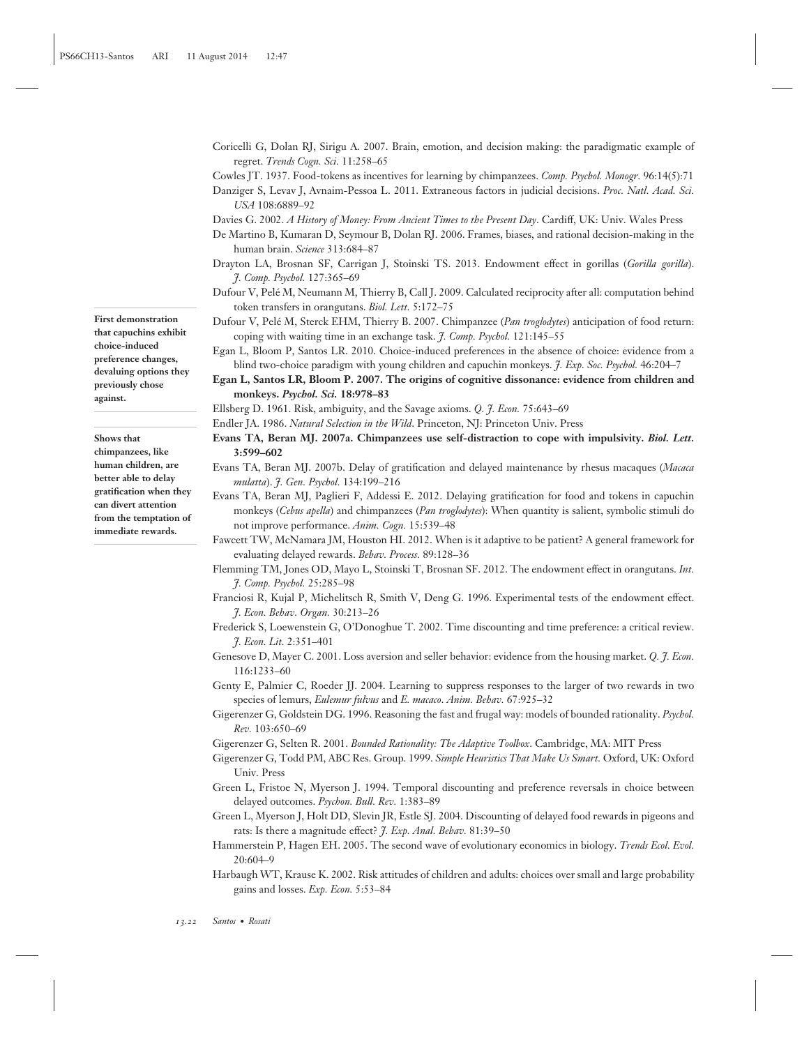Coricelli G, Dolan RJ, Sirigu A. 2007. Brain, emotion, and decision making: the paradigmatic example of regret. *Trends Cogn. Sci.* 11:258–65

Cowles JT. 1937. Food-tokens as incentives for learning by chimpanzees. *Comp. Psychol. Monogr.* 96:14(5):71

Danziger S, Levav J, Avnaim-Pessoa L. 2011. Extraneous factors in judicial decisions. *Proc. Natl. Acad. Sci. USA* 108:6889–92

Davies G. 2002. *A History of Money: From Ancient Times to the Present Day*. Cardiff, UK: Univ. Wales Press

De Martino B, Kumaran D, Seymour B, Dolan RJ. 2006. Frames, biases, and rational decision-making in the human brain. *Science* 313:684–87

Drayton LA, Brosnan SF, Carrigan J, Stoinski TS. 2013. Endowment effect in gorillas (*Gorilla gorilla*). *J. Comp. Psychol.* 127:365–69

Dufour V, Pelé M, Neumann M, Thierry B, Call J. 2009. Calculated reciprocity after all: computation behind token transfers in orangutans. *Biol. Lett.* 5:172–75

Dufour V, Pelé M, Sterck EHM, Thierry B. 2007. Chimpanzee (*Pan troglodytes*) anticipation of food return: coping with waiting time in an exchange task. *J. Comp. Psychol.* 121:145–55

Egan L, Bloom P, Santos LR. 2010. Choice-induced preferences in the absence of choice: evidence from a blind two-choice paradigm with young children and capuchin monkeys. *J. Exp. Soc. Psychol.* 46:204–7

**Egan L, Santos LR, Bloom P. 2007. The origins of cognitive dissonance: evidence from children and monkeys. *Psychol. Sci.* 18:978–83**

**First demonstration that capuchins exhibit choice-induced preference changes, devaluing options they previously chose against.**

Ellsberg D. 1961. Risk, ambiguity, and the Savage axioms. *Q. J. Econ.* 75:643–69

Endler JA. 1986. *Natural Selection in the Wild*. Princeton, NJ: Princeton Univ. Press

**Evans TA, Beran MJ. 2007a. Chimpanzees use self-distraction to cope with impulsivity. *Biol. Lett.* 3:599–602**

**Shows that chimpanzees, like human children, are better able to delay gratification when they can divert attention from the temptation of immediate rewards.**

Evans TA, Beran MJ. 2007b. Delay of gratification and delayed maintenance by rhesus macaques (*Macaca mulatta*). *J. Gen. Psychol.* 134:199–216

Evans TA, Beran MJ, Paglieri F, Addessi E. 2012. Delaying gratification for food and tokens in capuchin monkeys (*Cebus apella*) and chimpanzees (*Pan troglodytes*): When quantity is salient, symbolic stimuli do not improve performance. *Anim. Cogn.* 15:539–48

Fawcett TW, McNamara JM, Houston HI. 2012. When is it adaptive to be patient? A general framework for evaluating delayed rewards. *Behav. Process.* 89:128–36

Flemming TM, Jones OD, Mayo L, Stoinski T, Brosnan SF. 2012. The endowment effect in orangutans. *Int. J. Comp. Psychol.* 25:285–98

Franciosi R, Kujal P, Michelitsch R, Smith V, Deng G. 1996. Experimental tests of the endowment effect. *J. Econ. Behav. Organ.* 30:213–26

Frederick S, Loewenstein G, O'Donoghue T. 2002. Time discounting and time preference: a critical review. *J. Econ. Lit.* 2:351–401

Genesove D, Mayer C. 2001. Loss aversion and seller behavior: evidence from the housing market. *Q. J. Econ.* 116:1233–60

Genty E, Palmier C, Roeder JJ. 2004. Learning to suppress responses to the larger of two rewards in two species of lemurs, *Eulemur fulvus* and *E. macaco*. *Anim. Behav.* 67:925–32

Gigerenzer G, Goldstein DG. 1996. Reasoning the fast and frugal way: models of bounded rationality. *Psychol. Rev.* 103:650–69

Gigerenzer G, Selten R. 2001. *Bounded Rationality: The Adaptive Toolbox*. Cambridge, MA: MIT Press

Gigerenzer G, Todd PM, ABC Res. Group. 1999. *Simple Heuristics That Make Us Smart.* Oxford, UK: Oxford Univ. Press

Green L, Fristoe N, Myerson J. 1994. Temporal discounting and preference reversals in choice between delayed outcomes. *Psychon. Bull. Rev.* 1:383–89

Green L, Myerson J, Holt DD, Slevin JR, Estle SJ. 2004. Discounting of delayed food rewards in pigeons and rats: Is there a magnitude effect? *J. Exp. Anal. Behav.* 81:39–50

Hammerstein P, Hagen EH. 2005. The second wave of evolutionary economics in biology. *Trends Ecol. Evol.* 20:604–9

Harbaugh WT, Krause K. 2002. Risk attitudes of children and adults: choices over small and large probability gains and losses. *Exp. Econ.* 5:53–84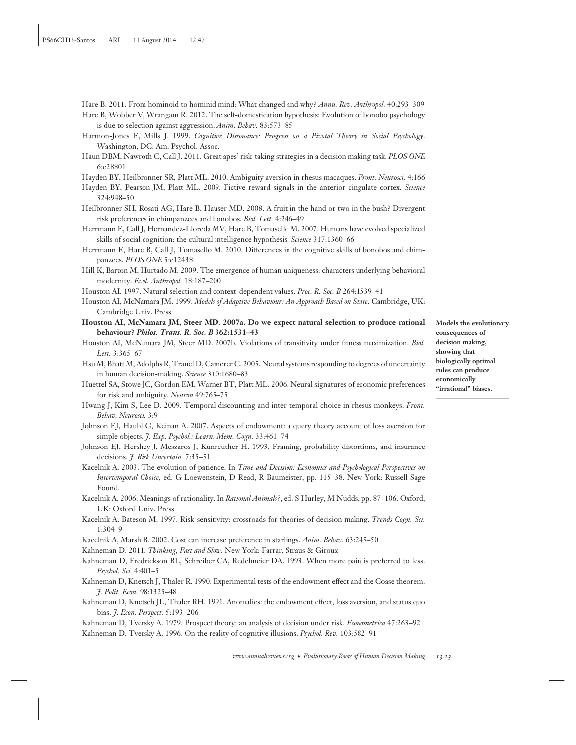Hare B. 2011. From hominoid to hominid mind: What changed and why? *Annu. Rev. Anthropol.* 40:293–309

Hare B, Wobber V, Wrangam R. 2012. The self-domestication hypothesis: Evolution of bonobo psychology is due to selection against aggression. *Anim. Behav.* 83:573–85

Harmon-Jones E, Mills J. 1999. *Cognitive Dissonance: Progress on a Pivotal Theory in Social Psychology*. Washington, DC: Am. Psychol. Assoc.

Haun DBM, Nawroth C, Call J. 2011. Great apes' risk-taking strategies in a decision making task. *PLOS ONE* 6:e28801

Hayden BY, Heilbronner SR, Platt ML. 2010. Ambiguity aversion in rhesus macaques. *Front. Neurosci.* 4:166

Hayden BY, Pearson JM, Platt ML. 2009. Fictive reward signals in the anterior cingulate cortex. *Science* 324:948–50

Heilbronner SH, Rosati AG, Hare B, Hauser MD. 2008. A fruit in the hand or two in the bush? Divergent risk preferences in chimpanzees and bonobos. *Biol. Lett.* 4:246–49

Herrmann E, Call J, Hernandez-Lloreda MV, Hare B, Tomasello M. 2007. Humans have evolved specialized skills of social cognition: the cultural intelligence hypothesis. *Science* 317:1360–66

Herrmann E, Hare B, Call J, Tomasello M. 2010. Differences in the cognitive skills of bonobos and chimpanzees. *PLOS ONE* 5:e12438

Hill K, Barton M, Hurtado M. 2009. The emergence of human uniqueness: characters underlying behavioral modernity. *Evol. Anthropol.* 18:187–200

Houston AI. 1997. Natural selection and context-dependent values. *Proc. R. Soc. B* 264:1539–41

Houston AI, McNamara JM. 1999. *Models of Adaptive Behaviour: An Approach Based on State*. Cambridge, UK: Cambridge Univ. Press

**Houston AI, McNamara JM, Steer MD. 2007a. Do we expect natural selection to produce rational behaviour? *Philos. Trans. R. Soc. B* 362:1531–43**

**Models the evolutionary consequences of decision making, showing that biologically optimal rules can produce economically "irrational" biases.**

Houston AI, McNamara JM, Steer MD. 2007b. Violations of transitivity under fitness maximization. *Biol. Lett.* 3:365–67

Hsu M, Bhatt M, Adolphs R, Tranel D, Camerer C. 2005. Neural systems responding to degrees of uncertainty in human decision-making. *Science* 310:1680–83

Huettel SA, Stowe JC, Gordon EM, Warner BT, Platt ML. 2006. Neural signatures of economic preferences for risk and ambiguity. *Neuron* 49:765–75

Hwang J, Kim S, Lee D. 2009. Temporal discounting and inter-temporal choice in rhesus monkeys. *Front. Behav. Neurosci.* 3:9

Johnson EJ, Haubl G, Keinan A. 2007. Aspects of endowment: a query theory account of loss aversion for simple objects. *J. Exp. Psychol.: Learn. Mem. Cogn.* 33:461–74

Johnson EJ, Hershey J, Meszaros J, Kunreuther H. 1993. Framing, probability distortions, and insurance decisions. *J. Risk Uncertain.* 7:35–51

Kacelnik A. 2003. The evolution of patience. In *Time and Decision: Economics and Psychological Perspectives on Intertemporal Choice*, ed. G Loewenstein, D Read, R Baumeister, pp. 115–38. New York: Russell Sage Found.

Kacelnik A. 2006. Meanings of rationality. In *Rational Animals?*, ed. S Hurley, M Nudds, pp. 87–106. Oxford, UK: Oxford Univ. Press

Kacelnik A, Bateson M. 1997. Risk-sensitivity: crossroads for theories of decision making. *Trends Cogn. Sci.* 1:304–9

Kacelnik A, Marsh B. 2002. Cost can increase preference in starlings. *Anim. Behav.* 63:245–50

Kahneman D. 2011. *Thinking, Fast and Slow*. New York: Farrar, Straus & Giroux

Kahneman D, Fredrickson BL, Schreiber CA, Redelmeier DA. 1993. When more pain is preferred to less. *Psychol. Sci.* 4:401–5

Kahneman D, Knetsch J, Thaler R. 1990. Experimental tests of the endowment effect and the Coase theorem. *J. Polit. Econ.* 98:1325–48

Kahneman D, Knetsch JL, Thaler RH. 1991. Anomalies: the endowment effect, loss aversion, and status quo bias. *J. Econ. Perspect.* 5:193–206

Kahneman D, Tversky A. 1979. Prospect theory: an analysis of decision under risk. *Econometrica* 47:263–92

Kahneman D, Tversky A. 1996. On the reality of cognitive illusions. *Psychol. Rev.* 103:582–91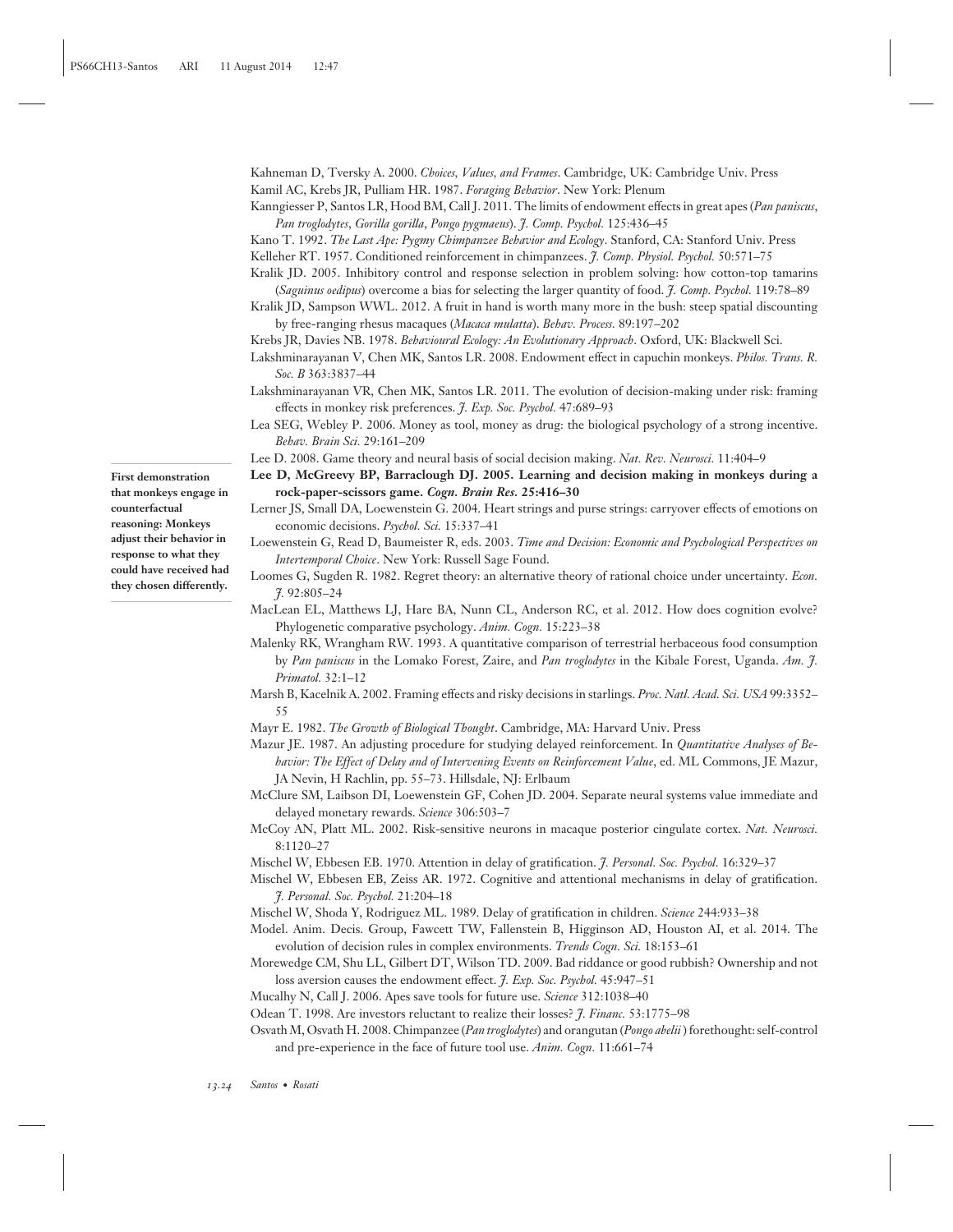Kahneman D, Tversky A. 2000. *Choices, Values, and Frames*. Cambridge, UK: Cambridge Univ. Press

Kamil AC, Krebs JR, Pulliam HR. 1987. *Foraging Behavior*. New York: Plenum

Kanngiesser P, Santos LR, Hood BM, Call J. 2011. The limits of endowment effects in great apes (*Pan paniscus*, *Pan troglodytes*, *Gorilla gorilla*, *Pongo pygmaeus*). *J. Comp. Psychol.* 125:436–45

Kano T. 1992. *The Last Ape: Pygmy Chimpanzee Behavior and Ecology*. Stanford, CA: Stanford Univ. Press

Kelleher RT. 1957. Conditioned reinforcement in chimpanzees. *J. Comp. Physiol. Psychol.* 50:571–75

Kralik JD. 2005. Inhibitory control and response selection in problem solving: how cotton-top tamarins (*Saguinus oedipus*) overcome a bias for selecting the larger quantity of food. *J. Comp. Psychol.* 119:78–89

Kralik JD, Sampson WWL. 2012. A fruit in hand is worth many more in the bush: steep spatial discounting by free-ranging rhesus macaques (*Macaca mulatta*). *Behav. Process.* 89:197–202

Krebs JR, Davies NB. 1978. *Behavioural Ecology: An Evolutionary Approach*. Oxford, UK: Blackwell Sci.

Lakshminarayanan V, Chen MK, Santos LR. 2008. Endowment effect in capuchin monkeys. *Philos. Trans. R. Soc. B* 363:3837–44

Lakshminarayanan VR, Chen MK, Santos LR. 2011. The evolution of decision-making under risk: framing effects in monkey risk preferences. *J. Exp. Soc. Psychol.* 47:689–93

Lea SEG, Webley P. 2006. Money as tool, money as drug: the biological psychology of a strong incentive. *Behav. Brain Sci.* 29:161–209

Lee D. 2008. Game theory and neural basis of social decision making. *Nat. Rev. Neurosci.* 11:404–9

**Lee D, McGreevy BP, Barraclough DJ. 2005. Learning and decision making in monkeys during a rock-paper-scissors game. *Cogn. Brain Res.* 25:416–30**

**First demonstration that monkeys engage in counterfactual reasoning: Monkeys adjust their behavior in response to what they could have received had they chosen differently.**

Lerner JS, Small DA, Loewenstein G. 2004. Heart strings and purse strings: carryover effects of emotions on economic decisions. *Psychol. Sci.* 15:337–41

Loewenstein G, Read D, Baumeister R, eds. 2003. *Time and Decision: Economic and Psychological Perspectives on Intertemporal Choice*. New York: Russell Sage Found.

Loomes G, Sugden R. 1982. Regret theory: an alternative theory of rational choice under uncertainty. *Econ. J.* 92:805–24

MacLean EL, Matthews LJ, Hare BA, Nunn CL, Anderson RC, et al. 2012. How does cognition evolve? Phylogenetic comparative psychology. *Anim. Cogn.* 15:223–38

Malenky RK, Wrangham RW. 1993. A quantitative comparison of terrestrial herbaceous food consumption by *Pan paniscus* in the Lomako Forest, Zaire, and *Pan troglodytes* in the Kibale Forest, Uganda. *Am. J. Primatol.* 32:1–12

Marsh B, Kacelnik A. 2002. Framing effects and risky decisions in starlings. *Proc. Natl. Acad. Sci. USA* 99:3352–55

Mayr E. 1982. *The Growth of Biological Thought*. Cambridge, MA: Harvard Univ. Press

Mazur JE. 1987. An adjusting procedure for studying delayed reinforcement. In *Quantitative Analyses of Behavior: The Effect of Delay and of Intervening Events on Reinforcement Value*, ed. ML Commons, JE Mazur, JA Nevin, H Rachlin, pp. 55–73. Hillsdale, NJ: Erlbaum

McClure SM, Laibson DI, Loewenstein GF, Cohen JD. 2004. Separate neural systems value immediate and delayed monetary rewards. *Science* 306:503–7

McCoy AN, Platt ML. 2002. Risk-sensitive neurons in macaque posterior cingulate cortex. *Nat. Neurosci.* 8:1120–27

Mischel W, Ebbesen EB. 1970. Attention in delay of gratification. *J. Personal. Soc. Psychol.* 16:329–37

Mischel W, Ebbesen EB, Zeiss AR. 1972. Cognitive and attentional mechanisms in delay of gratification. *J. Personal. Soc. Psychol.* 21:204–18

Mischel W, Shoda Y, Rodriguez ML. 1989. Delay of gratification in children. *Science* 244:933–38

Model. Anim. Decis. Group, Fawcett TW, Fallenstein B, Higginson AD, Houston AI, et al. 2014. The evolution of decision rules in complex environments. *Trends Cogn. Sci.* 18:153–61

Morewedge CM, Shu LL, Gilbert DT, Wilson TD. 2009. Bad riddance or good rubbish? Ownership and not loss aversion causes the endowment effect. *J. Exp. Soc. Psychol.* 45:947–51

Mucalhy N, Call J. 2006. Apes save tools for future use. *Science* 312:1038–40

Odean T. 1998. Are investors reluctant to realize their losses? *J. Financ.* 53:1775–98

Osvath M, Osvath H. 2008. Chimpanzee (*Pan troglodytes*) and orangutan (*Pongo abelii*) forethought: self-control and pre-experience in the face of future tool use. *Anim. Cogn.* 11:661–74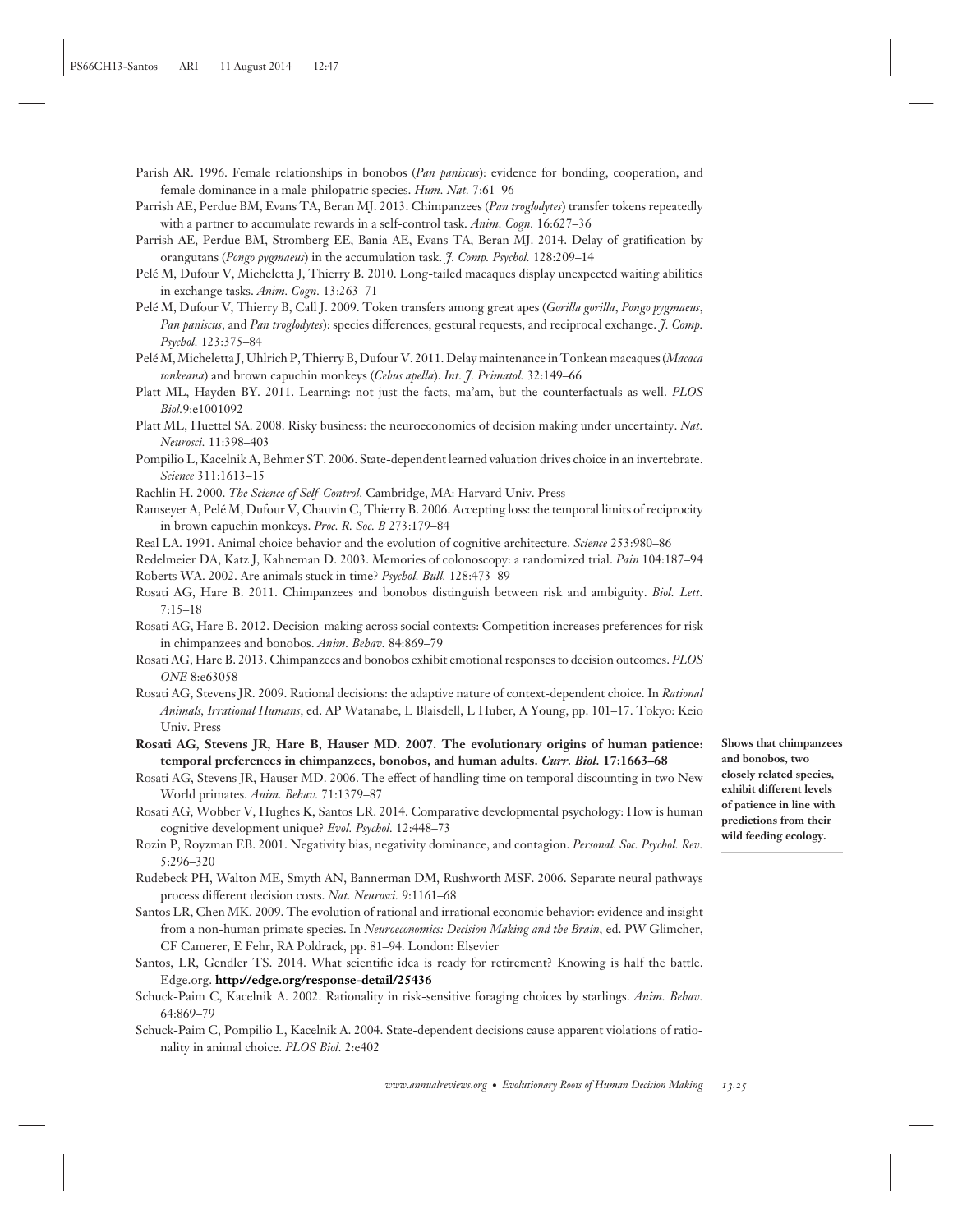Parish AR. 1996. Female relationships in bonobos (*Pan paniscus*): evidence for bonding, cooperation, and female dominance in a male-philopatric species. *Hum. Nat.* 7:61–96

Parrish AE, Perdue BM, Evans TA, Beran MJ. 2013. Chimpanzees (*Pan troglodytes*) transfer tokens repeatedly with a partner to accumulate rewards in a self-control task. *Anim. Cogn.* 16:627–36

Parrish AE, Perdue BM, Stromberg EE, Bania AE, Evans TA, Beran MJ. 2014. Delay of gratification by orangutans (*Pongo pygmaeus*) in the accumulation task. *J. Comp. Psychol.* 128:209–14

Pelé M, Dufour V, Micheletta J, Thierry B. 2010. Long-tailed macaques display unexpected waiting abilities in exchange tasks. *Anim. Cogn.* 13:263–71

Pelé M, Dufour V, Thierry B, Call J. 2009. Token transfers among great apes (*Gorilla gorilla*, *Pongo pygmaeus*, *Pan paniscus*, and *Pan troglodytes*): species differences, gestural requests, and reciprocal exchange. *J. Comp. Psychol.* 123:375–84

Pelé M, Micheletta J, Uhlrich P, Thierry B, Dufour V. 2011. Delay maintenance in Tonkean macaques (*Macaca tonkeana*) and brown capuchin monkeys (*Cebus apella*). *Int. J. Primatol.* 32:149–66

Platt ML, Hayden BY. 2011. Learning: not just the facts, ma'am, but the counterfactuals as well. *PLOS Biol.* 9:e1001092

Platt ML, Huettel SA. 2008. Risky business: the neuroeconomics of decision making under uncertainty. *Nat. Neurosci.* 11:398–403

Pompilio L, Kacelnik A, Behmer ST. 2006. State-dependent learned valuation drives choice in an invertebrate. *Science* 311:1613–15

Rachlin H. 2000. *The Science of Self-Control*. Cambridge, MA: Harvard Univ. Press

Ramseyer A, Pelé M, Dufour V, Chauvin C, Thierry B. 2006. Accepting loss: the temporal limits of reciprocity in brown capuchin monkeys. *Proc. R. Soc. B* 273:179–84

Real LA. 1991. Animal choice behavior and the evolution of cognitive architecture. *Science* 253:980–86

Redelmeier DA, Katz J, Kahneman D. 2003. Memories of colonoscopy: a randomized trial. *Pain* 104:187–94

Roberts WA. 2002. Are animals stuck in time? *Psychol. Bull.* 128:473–89

Rosati AG, Hare B. 2011. Chimpanzees and bonobos distinguish between risk and ambiguity. *Biol. Lett.* 7:15–18

Rosati AG, Hare B. 2012. Decision-making across social contexts: Competition increases preferences for risk in chimpanzees and bonobos. *Anim. Behav.* 84:869–79

Rosati AG, Hare B. 2013. Chimpanzees and bonobos exhibit emotional responses to decision outcomes. *PLOS ONE* 8:e63058

Rosati AG, Stevens JR. 2009. Rational decisions: the adaptive nature of context-dependent choice. In *Rational Animals, Irrational Humans*, ed. AP Watanabe, L Blaisdell, L Huber, A Young, pp. 101–17. Tokyo: Keio Univ. Press

**Rosati AG, Stevens JR, Hare B, Hauser MD. 2007. The evolutionary origins of human patience: temporal preferences in chimpanzees, bonobos, and human adults. *Curr. Biol.* 17:1663–68**

**Shows that chimpanzees and bonobos, two closely related species, exhibit different levels of patience in line with predictions from their wild feeding ecology.**

Rosati AG, Stevens JR, Hauser MD. 2006. The effect of handling time on temporal discounting in two New World primates. *Anim. Behav.* 71:1379–87

Rosati AG, Wobber V, Hughes K, Santos LR. 2014. Comparative developmental psychology: How is human cognitive development unique? *Evol. Psychol.* 12:448–73

Rozin P, Royzman EB. 2001. Negativity bias, negativity dominance, and contagion. *Personal. Soc. Psychol. Rev.* 5:296–320

Rudebeck PH, Walton ME, Smyth AN, Bannerman DM, Rushworth MSF. 2006. Separate neural pathways process different decision costs. *Nat. Neurosci.* 9:1161–68

Santos LR, Chen MK. 2009. The evolution of rational and irrational economic behavior: evidence and insight from a non-human primate species. In *Neuroeconomics: Decision Making and the Brain*, ed. PW Glimcher, CF Camerer, E Fehr, RA Poldrack, pp. 81–94. London: Elsevier

Santos, LR, Gendler TS. 2014. What scientific idea is ready for retirement? Knowing is half the battle. Edge.org. **http://edge.org/response-detail/25436**

Schuck-Paim C, Kacelnik A. 2002. Rationality in risk-sensitive foraging choices by starlings. *Anim. Behav.* 64:869–79

Schuck-Paim C, Pompilio L, Kacelnik A. 2004. State-dependent decisions cause apparent violations of rationality in animal choice. *PLOS Biol.* 2:e402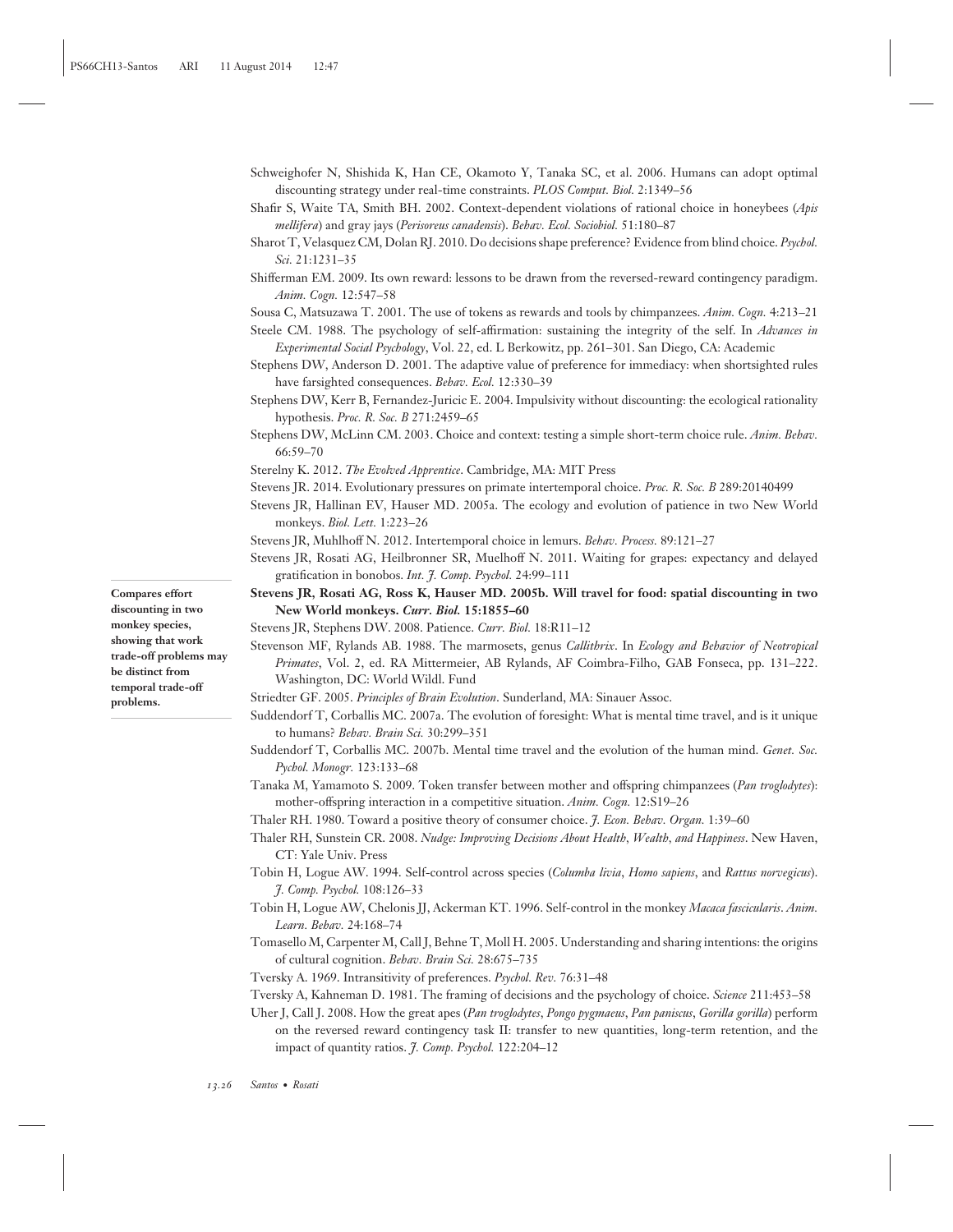Schweighofer N, Shishida K, Han CE, Okamoto Y, Tanaka SC, et al. 2006. Humans can adopt optimal discounting strategy under real-time constraints. *PLOS Comput. Biol.* 2:1349–56

Shafir S, Waite TA, Smith BH. 2002. Context-dependent violations of rational choice in honeybees (*Apis mellifera*) and gray jays (*Perisoreus canadensis*). *Behav. Ecol. Sociobiol.* 51:180–87

Sharot T, Velasquez CM, Dolan RJ. 2010. Do decisions shape preference? Evidence from blind choice. *Psychol. Sci.* 21:1231–35

Shifferman EM. 2009. Its own reward: lessons to be drawn from the reversed-reward contingency paradigm. *Anim. Cogn.* 12:547–58

Sousa C, Matsuzawa T. 2001. The use of tokens as rewards and tools by chimpanzees. *Anim. Cogn.* 4:213–21

Steele CM. 1988. The psychology of self-affirmation: sustaining the integrity of the self. In *Advances in Experimental Social Psychology*, Vol. 22, ed. L Berkowitz, pp. 261–301. San Diego, CA: Academic

Stephens DW, Anderson D. 2001. The adaptive value of preference for immediacy: when shortsighted rules have farsighted consequences. *Behav. Ecol.* 12:330–39

Stephens DW, Kerr B, Fernandez-Juricic E. 2004. Impulsivity without discounting: the ecological rationality hypothesis. *Proc. R. Soc. B* 271:2459–65

Stephens DW, McLinn CM. 2003. Choice and context: testing a simple short-term choice rule. *Anim. Behav.* 66:59–70

Sterelny K. 2012. *The Evolved Apprentice*. Cambridge, MA: MIT Press

Stevens JR. 2014. Evolutionary pressures on primate intertemporal choice. *Proc. R. Soc. B* 289:20140499

Stevens JR, Hallinan EV, Hauser MD. 2005a. The ecology and evolution of patience in two New World monkeys. *Biol. Lett.* 1:223–26

Stevens JR, Muhlhoff N. 2012. Intertemporal choice in lemurs. *Behav. Process.* 89:121–27

Stevens JR, Rosati AG, Heilbronner SR, Muelhoff N. 2011. Waiting for grapes: expectancy and delayed gratification in bonobos. *Int. J. Comp. Psychol.* 24:99–111

**Stevens JR, Rosati AG, Ross K, Hauser MD. 2005b. Will travel for food: spatial discounting in two New World monkeys. *Curr. Biol.* 15:1855–60**

**Compares effort discounting in two monkey species, showing that work trade-off problems may be distinct from temporal trade-off problems.**

Stevens JR, Stephens DW. 2008. Patience. *Curr. Biol.* 18:R11–12

Stevenson MF, Rylands AB. 1988. The marmosets, genus *Callithrix*. In *Ecology and Behavior of Neotropical Primates*, Vol. 2, ed. RA Mittermeier, AB Rylands, AF Coimbra-Filho, GAB Fonseca, pp. 131–222. Washington, DC: World Wildl. Fund

Striedter GF. 2005. *Principles of Brain Evolution*. Sunderland, MA: Sinauer Assoc.

Suddendorf T, Corballis MC. 2007a. The evolution of foresight: What is mental time travel, and is it unique to humans? *Behav. Brain Sci.* 30:299–351

Suddendorf T, Corballis MC. 2007b. Mental time travel and the evolution of the human mind. *Genet. Soc. Pychol. Monogr.* 123:133–68

Tanaka M, Yamamoto S. 2009. Token transfer between mother and offspring chimpanzees (*Pan troglodytes*): mother-offspring interaction in a competitive situation. *Anim. Cogn.* 12:S19–26

Thaler RH. 1980. Toward a positive theory of consumer choice. *J. Econ. Behav. Organ.* 1:39–60

Thaler RH, Sunstein CR. 2008. *Nudge: Improving Decisions About Health, Wealth, and Happiness*. New Haven, CT: Yale Univ. Press

Tobin H, Logue AW. 1994. Self-control across species (*Columba livia*, *Homo sapiens*, and *Rattus norvegicus*). *J. Comp. Psychol.* 108:126–33

Tobin H, Logue AW, Chelonis JJ, Ackerman KT. 1996. Self-control in the monkey *Macaca fascicularis*. *Anim. Learn. Behav.* 24:168–74

Tomasello M, Carpenter M, Call J, Behne T, Moll H. 2005. Understanding and sharing intentions: the origins of cultural cognition. *Behav. Brain Sci.* 28:675–735

Tversky A. 1969. Intransitivity of preferences. *Psychol. Rev.* 76:31–48

Tversky A, Kahneman D. 1981. The framing of decisions and the psychology of choice. *Science* 211:453–58

Uher J, Call J. 2008. How the great apes (*Pan troglodytes*, *Pongo pygmaeus*, *Pan paniscus*, *Gorilla gorilla*) perform on the reversed reward contingency task II: transfer to new quantities, long-term retention, and the impact of quantity ratios. *J. Comp. Psychol.* 122:204–12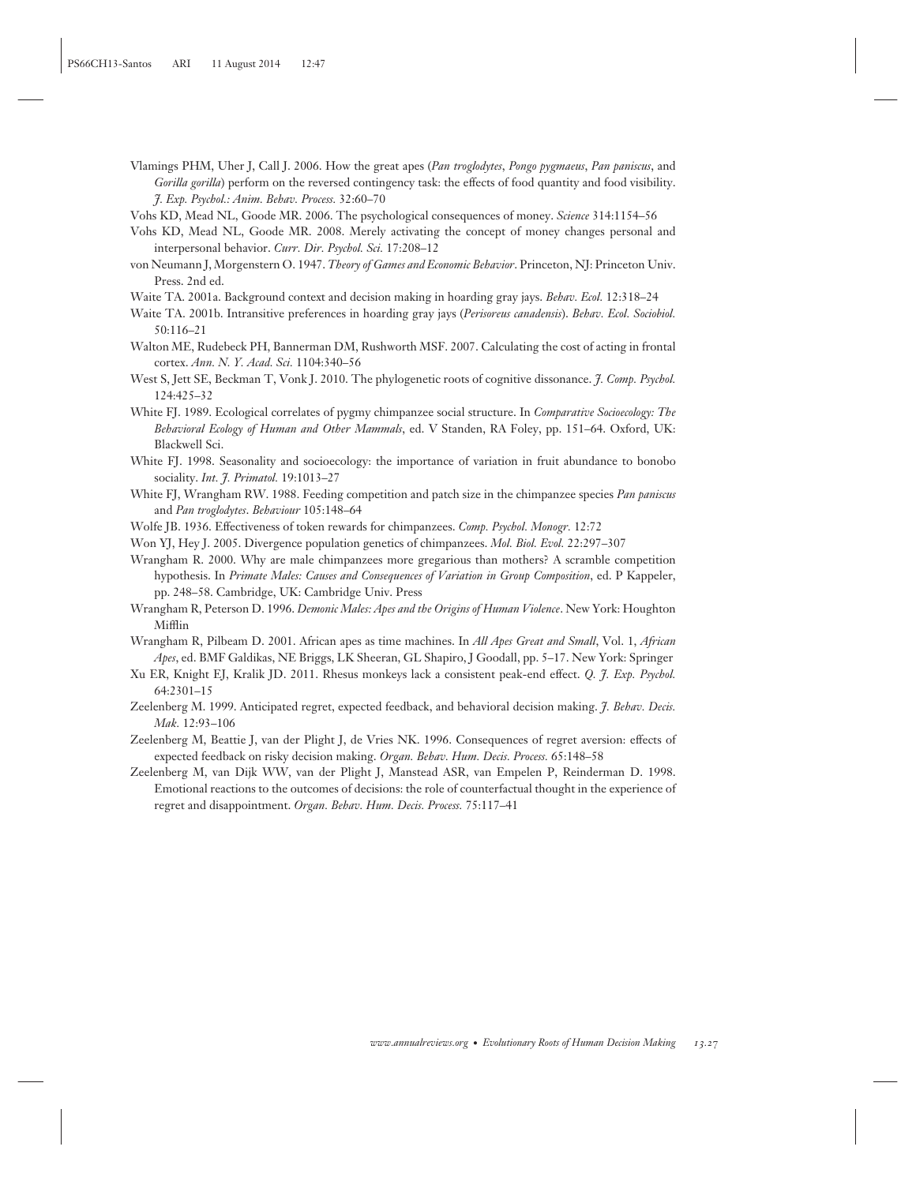Vlamings PHM, Uher J, Call J. 2006. How the great apes (*Pan troglodytes*, *Pongo pygmaeus*, *Pan paniscus*, and *Gorilla gorilla*) perform on the reversed contingency task: the effects of food quantity and food visibility. *J. Exp. Psychol.: Anim. Behav. Process.* 32:60–70

Vohs KD, Mead NL, Goode MR. 2006. The psychological consequences of money. *Science* 314:1154–56

Vohs KD, Mead NL, Goode MR. 2008. Merely activating the concept of money changes personal and interpersonal behavior. *Curr. Dir. Psychol. Sci.* 17:208–12

von Neumann J, Morgenstern O. 1947. *Theory of Games and Economic Behavior*. Princeton, NJ: Princeton Univ. Press. 2nd ed.

Waite TA. 2001a. Background context and decision making in hoarding gray jays. *Behav. Ecol.* 12:318–24

Waite TA. 2001b. Intransitive preferences in hoarding gray jays (*Perisoreus canadensis*). *Behav. Ecol. Sociobiol.* 50:116–21

Walton ME, Rudebeck PH, Bannerman DM, Rushworth MSF. 2007. Calculating the cost of acting in frontal cortex. *Ann. N. Y. Acad. Sci.* 1104:340–56

West S, Jett SE, Beckman T, Vonk J. 2010. The phylogenetic roots of cognitive dissonance. *J. Comp. Psychol.* 124:425–32

White FJ. 1989. Ecological correlates of pygmy chimpanzee social structure. In *Comparative Socioecology: The Behavioral Ecology of Human and Other Mammals*, ed. V Standen, RA Foley, pp. 151–64. Oxford, UK: Blackwell Sci.

White FJ. 1998. Seasonality and socioecology: the importance of variation in fruit abundance to bonobo sociality. *Int. J. Primatol.* 19:1013–27

White FJ, Wrangham RW. 1988. Feeding competition and patch size in the chimpanzee species *Pan paniscus* and *Pan troglodytes*. *Behaviour* 105:148–64

Wolfe JB. 1936. Effectiveness of token rewards for chimpanzees. *Comp. Psychol. Monogr.* 12:72

Won YJ, Hey J. 2005. Divergence population genetics of chimpanzees. *Mol. Biol. Evol.* 22:297–307

Wrangham R. 2000. Why are male chimpanzees more gregarious than mothers? A scramble competition hypothesis. In *Primate Males: Causes and Consequences of Variation in Group Composition*, ed. P Kappeler, pp. 248–58. Cambridge, UK: Cambridge Univ. Press

Wrangham R, Peterson D. 1996. *Demonic Males: Apes and the Origins of Human Violence*. New York: Houghton Mifflin

Wrangham R, Pilbeam D. 2001. African apes as time machines. In *All Apes Great and Small*, Vol. 1, *African Apes*, ed. BMF Galdikas, NE Briggs, LK Sheeran, GL Shapiro, J Goodall, pp. 5–17. New York: Springer

Xu ER, Knight EJ, Kralik JD. 2011. Rhesus monkeys lack a consistent peak-end effect. *Q. J. Exp. Psychol.* 64:2301–15

Zeelenberg M. 1999. Anticipated regret, expected feedback, and behavioral decision making. *J. Behav. Decis. Mak.* 12:93–106

Zeelenberg M, Beattie J, van der Plight J, de Vries NK. 1996. Consequences of regret aversion: effects of expected feedback on risky decision making. *Organ. Behav. Hum. Decis. Process.* 65:148–58

Zeelenberg M, van Dijk WW, van der Plight J, Manstead ASR, van Empelen P, Reinderman D. 1998. Emotional reactions to the outcomes of decisions: the role of counterfactual thought in the experience of regret and disappointment. *Organ. Behav. Hum. Decis. Process.* 75:117–41